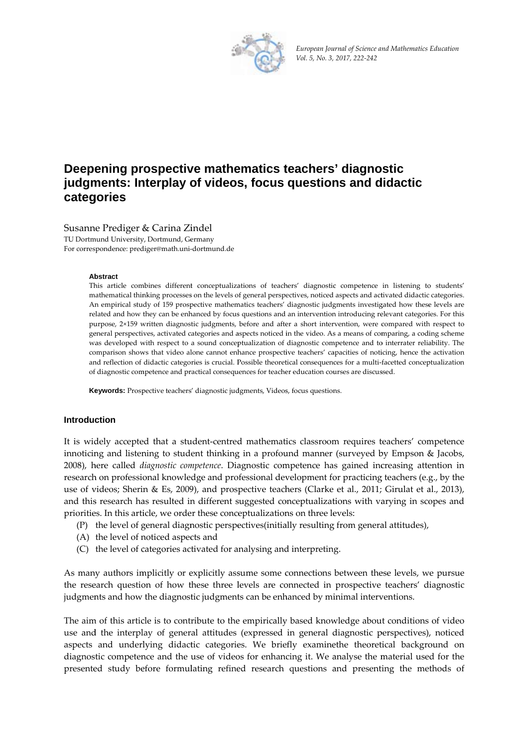# Deepening prospective mathematics teachers' diagnostic judgments: Interplay of videos, focus questions and didactic categories

Susanne Prediger & Carina Zindel
TU Dortmund University, Dortmund, Germany
For correspondence: prediger@math.uni-dortmund.de

**Abstract**

This article combines different conceptualizations of teachers' diagnostic competence in listening to students' mathematical thinking processes on the levels of general perspectives, noticed aspects and activated didactic categories. An empirical study of 159 prospective mathematics teachers' diagnostic judgments investigated how these levels are related and how they can be enhanced by focus questions and an intervention introducing relevant categories. For this purpose, 2×159 written diagnostic judgments, before and after a short intervention, were compared with respect to general perspectives, activated categories and aspects noticed in the video. As a means of comparing, a coding scheme was developed with respect to a sound conceptualization of diagnostic competence and to interrater reliability. The comparison shows that video alone cannot enhance prospective teachers' capacities of noticing, hence the activation and reflection of didactic categories is crucial. Possible theoretical consequences for a multi-facetted conceptualization of diagnostic competence and practical consequences for teacher education courses are discussed.

**Keywords:** Prospective teachers' diagnostic judgments, Videos, focus questions.

## Introduction

It is widely accepted that a student-centred mathematics classroom requires teachers' competence innoticing and listening to student thinking in a profound manner (surveyed by Empson & Jacobs, 2008), here called *diagnostic competence*. Diagnostic competence has gained increasing attention in research on professional knowledge and professional development for practicing teachers (e.g., by the use of videos; Sherin & Es, 2009), and prospective teachers (Clarke et al., 2011; Girulat et al., 2013), and this research has resulted in different suggested conceptualizations with varying in scopes and priorities. In this article, we order these conceptualizations on three levels:

(P) the level of general diagnostic perspectives(initially resulting from general attitudes),
(A) the level of noticed aspects and
(C) the level of categories activated for analysing and interpreting.

As many authors implicitly or explicitly assume some connections between these levels, we pursue the research question of how these three levels are connected in prospective teachers' diagnostic judgments and how the diagnostic judgments can be enhanced by minimal interventions.

The aim of this article is to contribute to the empirically based knowledge about conditions of video use and the interplay of general attitudes (expressed in general diagnostic perspectives), noticed aspects and underlying didactic categories. We briefly examinethe theoretical background on diagnostic competence and the use of videos for enhancing it. We analyse the material used for the presented study before formulating refined research questions and presenting the methods of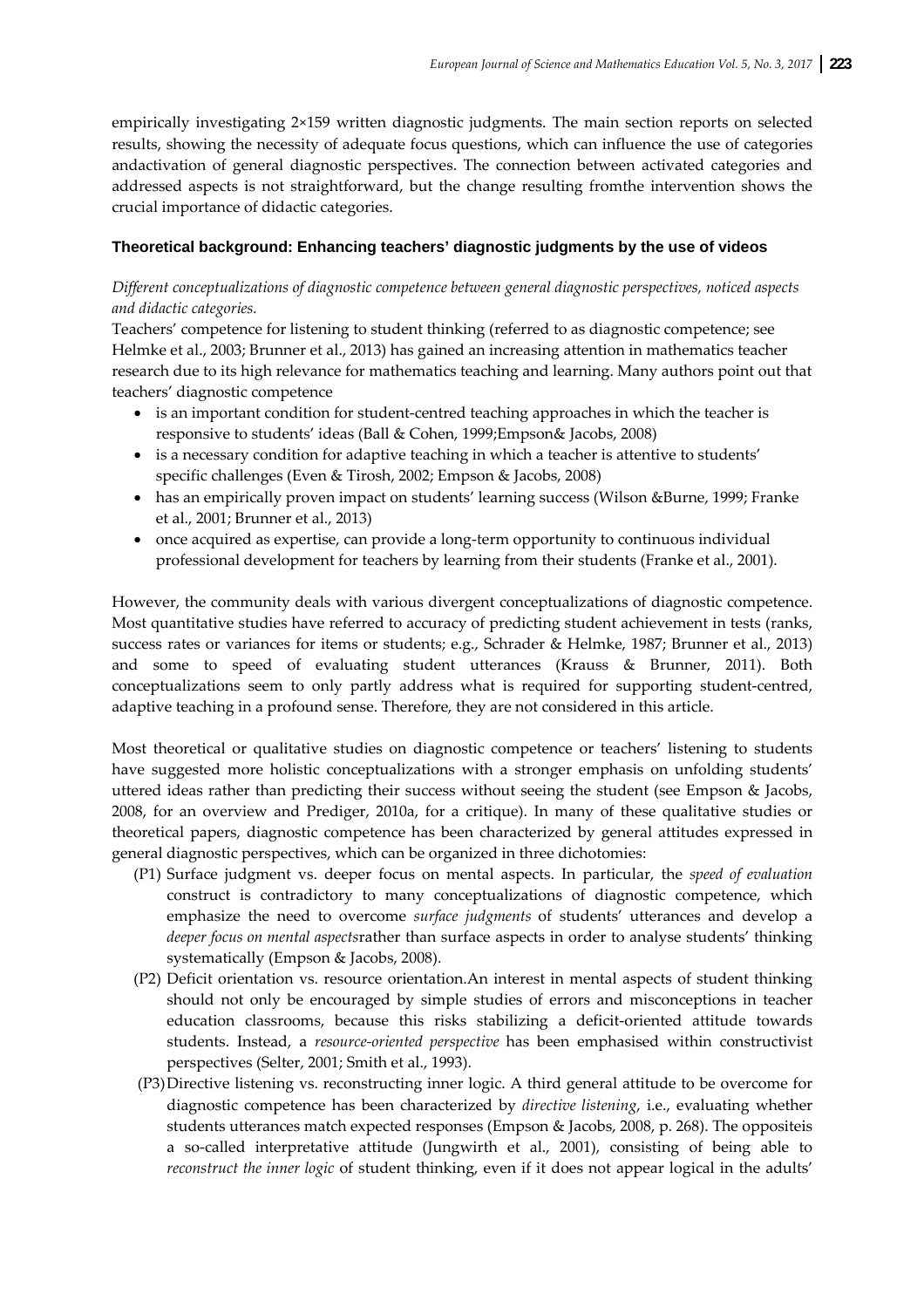empirically investigating 2×159 written diagnostic judgments. The main section reports on selected results, showing the necessity of adequate focus questions, which can influence the use of categories andactivation of general diagnostic perspectives. The connection between activated categories and addressed aspects is not straightforward, but the change resulting fromthe intervention shows the crucial importance of didactic categories.

## Theoretical background: Enhancing teachers' diagnostic judgments by the use of videos

*Different conceptualizations of diagnostic competence between general diagnostic perspectives, noticed aspects and didactic categories.*

Teachers' competence for listening to student thinking (referred to as diagnostic competence; see Helmke et al., 2003; Brunner et al., 2013) has gained an increasing attention in mathematics teacher research due to its high relevance for mathematics teaching and learning. Many authors point out that teachers' diagnostic competence

- is an important condition for student-centred teaching approaches in which the teacher is responsive to students' ideas (Ball & Cohen, 1999;Empson& Jacobs, 2008)
- is a necessary condition for adaptive teaching in which a teacher is attentive to students' specific challenges (Even & Tirosh, 2002; Empson & Jacobs, 2008)
- has an empirically proven impact on students' learning success (Wilson &Burne, 1999; Franke et al., 2001; Brunner et al., 2013)
- once acquired as expertise, can provide a long-term opportunity to continuous individual professional development for teachers by learning from their students (Franke et al., 2001).

However, the community deals with various divergent conceptualizations of diagnostic competence. Most quantitative studies have referred to accuracy of predicting student achievement in tests (ranks, success rates or variances for items or students; e.g., Schrader & Helmke, 1987; Brunner et al., 2013) and some to speed of evaluating student utterances (Krauss & Brunner, 2011). Both conceptualizations seem to only partly address what is required for supporting student-centred, adaptive teaching in a profound sense. Therefore, they are not considered in this article.

Most theoretical or qualitative studies on diagnostic competence or teachers' listening to students have suggested more holistic conceptualizations with a stronger emphasis on unfolding students' uttered ideas rather than predicting their success without seeing the student (see Empson & Jacobs, 2008, for an overview and Prediger, 2010a, for a critique). In many of these qualitative studies or theoretical papers, diagnostic competence has been characterized by general attitudes expressed in general diagnostic perspectives, which can be organized in three dichotomies:

(P1) Surface judgment vs. deeper focus on mental aspects. In particular, the *speed of evaluation* construct is contradictory to many conceptualizations of diagnostic competence, which emphasize the need to overcome *surface judgments* of students' utterances and develop a *deeper focus on mental aspects*rather than surface aspects in order to analyse students' thinking systematically (Empson & Jacobs, 2008).

(P2) Deficit orientation vs. resource orientation.An interest in mental aspects of student thinking should not only be encouraged by simple studies of errors and misconceptions in teacher education classrooms, because this risks stabilizing a deficit-oriented attitude towards students. Instead, a *resource-oriented perspective* has been emphasised within constructivist perspectives (Selter, 2001; Smith et al., 1993).

(P3) Directive listening vs. reconstructing inner logic. A third general attitude to be overcome for diagnostic competence has been characterized by *directive listening*, i.e., evaluating whether students utterances match expected responses (Empson & Jacobs, 2008, p. 268). The oppositeis a so-called interpretative attitude (Jungwirth et al., 2001), consisting of being able to *reconstruct the inner logic* of student thinking, even if it does not appear logical in the adults'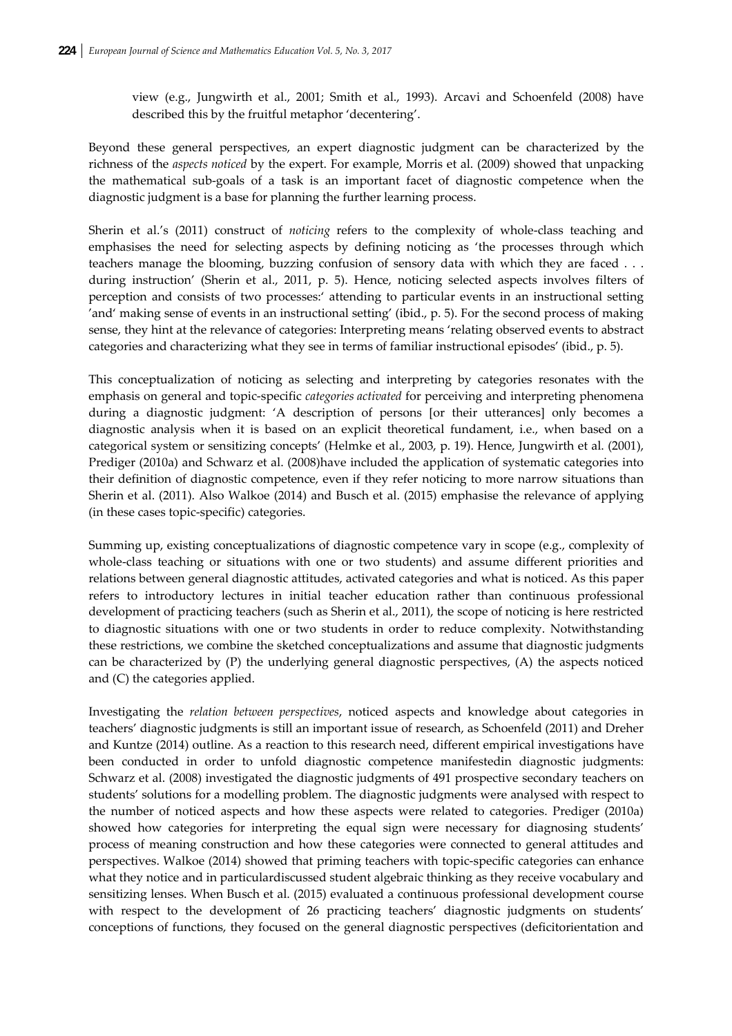view (e.g., Jungwirth et al., 2001; Smith et al., 1993). Arcavi and Schoenfeld (2008) have described this by the fruitful metaphor 'decentering'.

Beyond these general perspectives, an expert diagnostic judgment can be characterized by the richness of the *aspects noticed* by the expert. For example, Morris et al. (2009) showed that unpacking the mathematical sub-goals of a task is an important facet of diagnostic competence when the diagnostic judgment is a base for planning the further learning process.

Sherin et al.'s (2011) construct of *noticing* refers to the complexity of whole-class teaching and emphasises the need for selecting aspects by defining noticing as 'the processes through which teachers manage the blooming, buzzing confusion of sensory data with which they are faced . . . during instruction' (Sherin et al., 2011, p. 5). Hence, noticing selected aspects involves filters of perception and consists of two processes:' attending to particular events in an instructional setting 'and' making sense of events in an instructional setting' (ibid., p. 5). For the second process of making sense, they hint at the relevance of categories: Interpreting means 'relating observed events to abstract categories and characterizing what they see in terms of familiar instructional episodes' (ibid., p. 5).

This conceptualization of noticing as selecting and interpreting by categories resonates with the emphasis on general and topic-specific *categories activated* for perceiving and interpreting phenomena during a diagnostic judgment: 'A description of persons [or their utterances] only becomes a diagnostic analysis when it is based on an explicit theoretical fundament, i.e., when based on a categorical system or sensitizing concepts' (Helmke et al., 2003, p. 19). Hence, Jungwirth et al. (2001), Prediger (2010a) and Schwarz et al. (2008)have included the application of systematic categories into their definition of diagnostic competence, even if they refer noticing to more narrow situations than Sherin et al. (2011). Also Walkoe (2014) and Busch et al. (2015) emphasise the relevance of applying (in these cases topic-specific) categories.

Summing up, existing conceptualizations of diagnostic competence vary in scope (e.g., complexity of whole-class teaching or situations with one or two students) and assume different priorities and relations between general diagnostic attitudes, activated categories and what is noticed. As this paper refers to introductory lectures in initial teacher education rather than continuous professional development of practicing teachers (such as Sherin et al., 2011), the scope of noticing is here restricted to diagnostic situations with one or two students in order to reduce complexity. Notwithstanding these restrictions, we combine the sketched conceptualizations and assume that diagnostic judgments can be characterized by (P) the underlying general diagnostic perspectives, (A) the aspects noticed and (C) the categories applied.

Investigating the *relation between perspectives*, noticed aspects and knowledge about categories in teachers' diagnostic judgments is still an important issue of research, as Schoenfeld (2011) and Dreher and Kuntze (2014) outline. As a reaction to this research need, different empirical investigations have been conducted in order to unfold diagnostic competence manifestedin diagnostic judgments: Schwarz et al. (2008) investigated the diagnostic judgments of 491 prospective secondary teachers on students' solutions for a modelling problem. The diagnostic judgments were analysed with respect to the number of noticed aspects and how these aspects were related to categories. Prediger (2010a) showed how categories for interpreting the equal sign were necessary for diagnosing students' process of meaning construction and how these categories were connected to general attitudes and perspectives. Walkoe (2014) showed that priming teachers with topic-specific categories can enhance what they notice and in particulardiscussed student algebraic thinking as they receive vocabulary and sensitizing lenses. When Busch et al. (2015) evaluated a continuous professional development course with respect to the development of 26 practicing teachers' diagnostic judgments on students' conceptions of functions, they focused on the general diagnostic perspectives (deficitorientation and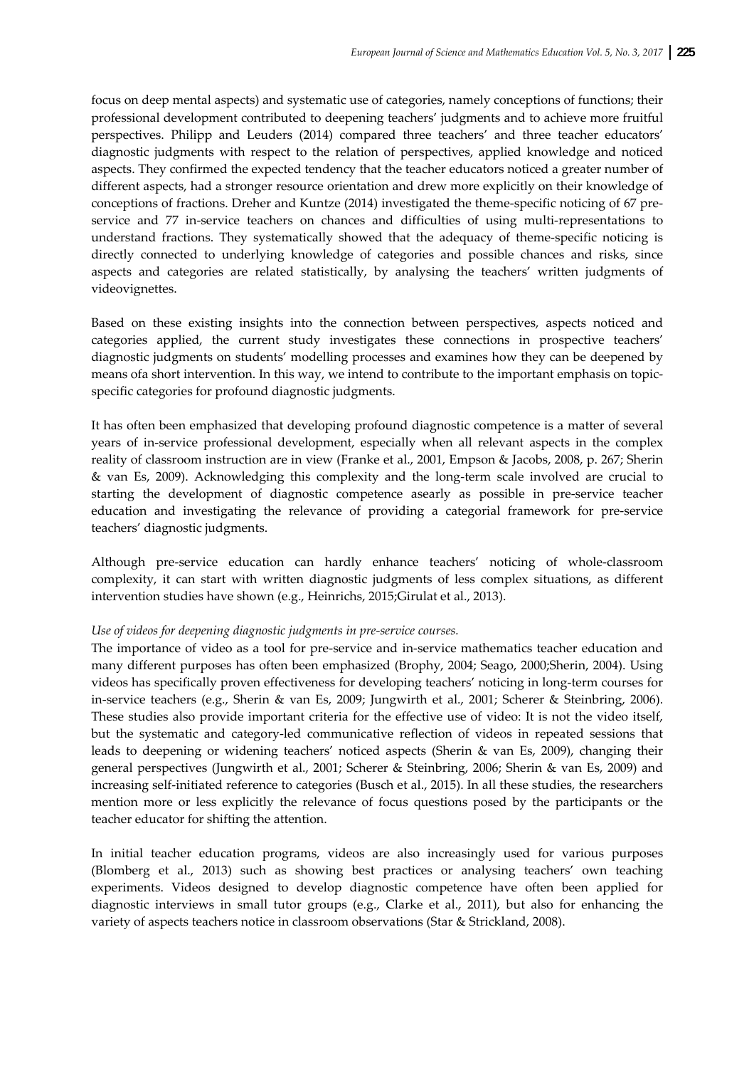focus on deep mental aspects) and systematic use of categories, namely conceptions of functions; their professional development contributed to deepening teachers' judgments and to achieve more fruitful perspectives. Philipp and Leuders (2014) compared three teachers' and three teacher educators' diagnostic judgments with respect to the relation of perspectives, applied knowledge and noticed aspects. They confirmed the expected tendency that the teacher educators noticed a greater number of different aspects, had a stronger resource orientation and drew more explicitly on their knowledge of conceptions of fractions. Dreher and Kuntze (2014) investigated the theme-specific noticing of 67 pre-service and 77 in-service teachers on chances and difficulties of using multi-representations to understand fractions. They systematically showed that the adequacy of theme-specific noticing is directly connected to underlying knowledge of categories and possible chances and risks, since aspects and categories are related statistically, by analysing the teachers' written judgments of videovignettes.

Based on these existing insights into the connection between perspectives, aspects noticed and categories applied, the current study investigates these connections in prospective teachers' diagnostic judgments on students' modelling processes and examines how they can be deepened by means ofa short intervention. In this way, we intend to contribute to the important emphasis on topic-specific categories for profound diagnostic judgments.

It has often been emphasized that developing profound diagnostic competence is a matter of several years of in-service professional development, especially when all relevant aspects in the complex reality of classroom instruction are in view (Franke et al., 2001, Empson & Jacobs, 2008, p. 267; Sherin & van Es, 2009). Acknowledging this complexity and the long-term scale involved are crucial to starting the development of diagnostic competence asearly as possible in pre-service teacher education and investigating the relevance of providing a categorial framework for pre-service teachers' diagnostic judgments.

Although pre-service education can hardly enhance teachers' noticing of whole-classroom complexity, it can start with written diagnostic judgments of less complex situations, as different intervention studies have shown (e.g., Heinrichs, 2015;Girulat et al., 2013).

*Use of videos for deepening diagnostic judgments in pre-service courses.*

The importance of video as a tool for pre-service and in-service mathematics teacher education and many different purposes has often been emphasized (Brophy, 2004; Seago, 2000;Sherin, 2004). Using videos has specifically proven effectiveness for developing teachers' noticing in long-term courses for in-service teachers (e.g., Sherin & van Es, 2009; Jungwirth et al., 2001; Scherer & Steinbring, 2006). These studies also provide important criteria for the effective use of video: It is not the video itself, but the systematic and category-led communicative reflection of videos in repeated sessions that leads to deepening or widening teachers' noticed aspects (Sherin & van Es, 2009), changing their general perspectives (Jungwirth et al., 2001; Scherer & Steinbring, 2006; Sherin & van Es, 2009) and increasing self-initiated reference to categories (Busch et al., 2015). In all these studies, the researchers mention more or less explicitly the relevance of focus questions posed by the participants or the teacher educator for shifting the attention.

In initial teacher education programs, videos are also increasingly used for various purposes (Blomberg et al., 2013) such as showing best practices or analysing teachers' own teaching experiments. Videos designed to develop diagnostic competence have often been applied for diagnostic interviews in small tutor groups (e.g., Clarke et al., 2011), but also for enhancing the variety of aspects teachers notice in classroom observations (Star & Strickland, 2008).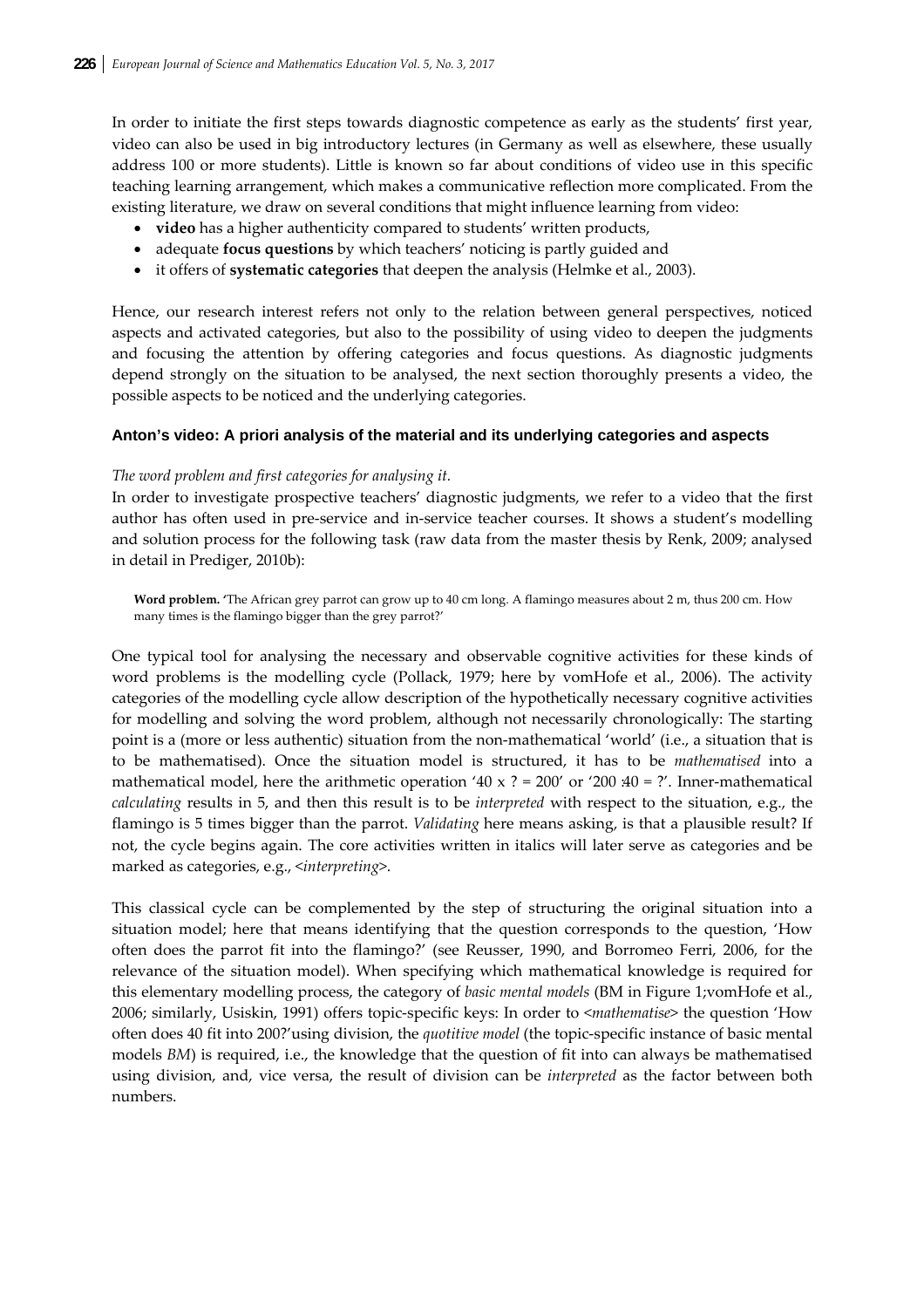In order to initiate the first steps towards diagnostic competence as early as the students' first year, video can also be used in big introductory lectures (in Germany as well as elsewhere, these usually address 100 or more students). Little is known so far about conditions of video use in this specific teaching learning arrangement, which makes a communicative reflection more complicated. From the existing literature, we draw on several conditions that might influence learning from video:

- **video** has a higher authenticity compared to students' written products,
- adequate **focus questions** by which teachers' noticing is partly guided and
- it offers of **systematic categories** that deepen the analysis (Helmke et al., 2003).

Hence, our research interest refers not only to the relation between general perspectives, noticed aspects and activated categories, but also to the possibility of using video to deepen the judgments and focusing the attention by offering categories and focus questions. As diagnostic judgments depend strongly on the situation to be analysed, the next section thoroughly presents a video, the possible aspects to be noticed and the underlying categories.

### Anton's video: A priori analysis of the material and its underlying categories and aspects

*The word problem and first categories for analysing it.*

In order to investigate prospective teachers' diagnostic judgments, we refer to a video that the first author has often used in pre-service and in-service teacher courses. It shows a student's modelling and solution process for the following task (raw data from the master thesis by Renk, 2009; analysed in detail in Prediger, 2010b):

> **Word problem.** 'The African grey parrot can grow up to 40 cm long. A flamingo measures about 2 m, thus 200 cm. How many times is the flamingo bigger than the grey parrot?'

One typical tool for analysing the necessary and observable cognitive activities for these kinds of word problems is the modelling cycle (Pollack, 1979; here by vomHofe et al., 2006). The activity categories of the modelling cycle allow description of the hypothetically necessary cognitive activities for modelling and solving the word problem, although not necessarily chronologically: The starting point is a (more or less authentic) situation from the non-mathematical 'world' (i.e., a situation that is to be mathematised). Once the situation model is structured, it has to be *mathematised* into a mathematical model, here the arithmetic operation '40 x ? = 200' or '200 :40 = ?'. Inner-mathematical *calculating* results in 5, and then this result is to be *interpreted* with respect to the situation, e.g., the flamingo is 5 times bigger than the parrot. *Validating* here means asking, is that a plausible result? If not, the cycle begins again. The core activities written in italics will later serve as categories and be marked as categories, e.g., <*interpreting*>.

This classical cycle can be complemented by the step of structuring the original situation into a situation model; here that means identifying that the question corresponds to the question, 'How often does the parrot fit into the flamingo?' (see Reusser, 1990, and Borromeo Ferri, 2006, for the relevance of the situation model). When specifying which mathematical knowledge is required for this elementary modelling process, the category of *basic mental models* (BM in Figure 1;vomHofe et al., 2006; similarly, Usiskin, 1991) offers topic-specific keys: In order to <*mathematise*> the question 'How often does 40 fit into 200?'using division, the *quotitive model* (the topic-specific instance of basic mental models *BM*) is required, i.e., the knowledge that the question of fit into can always be mathematised using division, and, vice versa, the result of division can be *interpreted* as the factor between both numbers.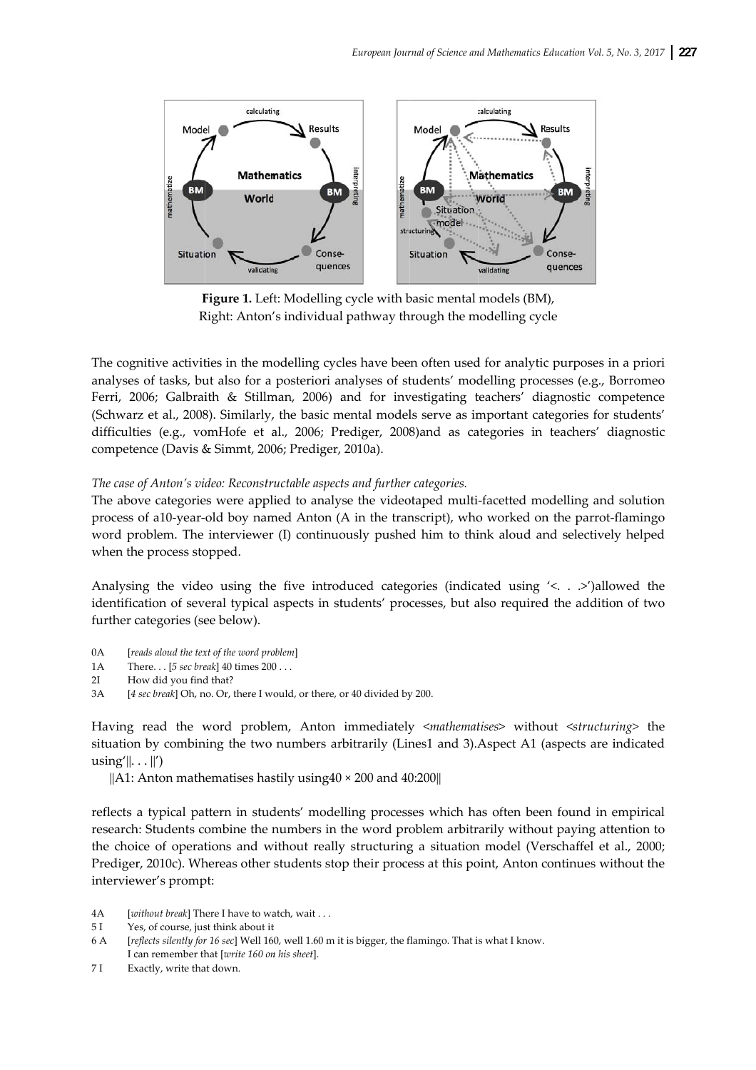**Figure 1.** Left: Modelling cycle with basic mental models (BM), Right: Anton's individual pathway through the modelling cycle

The cognitive activities in the modelling cycles have been often used for analytic purposes in a priori analyses of tasks, but also for a posteriori analyses of students' modelling processes (e.g., Borromeo Ferri, 2006; Galbraith & Stillman, 2006) and for investigating teachers' diagnostic competence (Schwarz et al., 2008). Similarly, the basic mental models serve as important categories for students' difficulties (e.g., vomHofe et al., 2006; Prediger, 2008)and as categories in teachers' diagnostic competence (Davis & Simmt, 2006; Prediger, 2010a).

*The case of Anton's video: Reconstructable aspects and further categories.*

The above categories were applied to analyse the videotaped multi-facetted modelling and solution process of a10-year-old boy named Anton (A in the transcript), who worked on the parrot-flamingo word problem. The interviewer (I) continuously pushed him to think aloud and selectively helped when the process stopped.

Analysing the video using the five introduced categories (indicated using '<. . .>')allowed the identification of several typical aspects in students' processes, but also required the addition of two further categories (see below).

0A [*reads aloud the text of the word problem*]
1A There. . . [*5 sec break*] 40 times 200 . . .
2I How did you find that?
3A [*4 sec break*] Oh, no. Or, there I would, or there, or 40 divided by 200.

Having read the word problem, Anton immediately <*mathematises*> without <*structuring*> the situation by combining the two numbers arbitrarily (Lines1 and 3).Aspect A1 (aspects are indicated using'‖. . . ‖')

‖A1: Anton mathematises hastily using40 × 200 and 40:200‖

reflects a typical pattern in students' modelling processes which has often been found in empirical research: Students combine the numbers in the word problem arbitrarily without paying attention to the choice of operations and without really structuring a situation model (Verschaffel et al., 2000; Prediger, 2010c). Whereas other students stop their process at this point, Anton continues without the interviewer's prompt:

4A [*without break*] There I have to watch, wait . . .
5 I Yes, of course, just think about it
6 A [*reflects silently for 16 sec*] Well 160, well 1.60 m it is bigger, the flamingo. That is what I know. I can remember that [*write 160 on his sheet*].
7 I Exactly, write that down.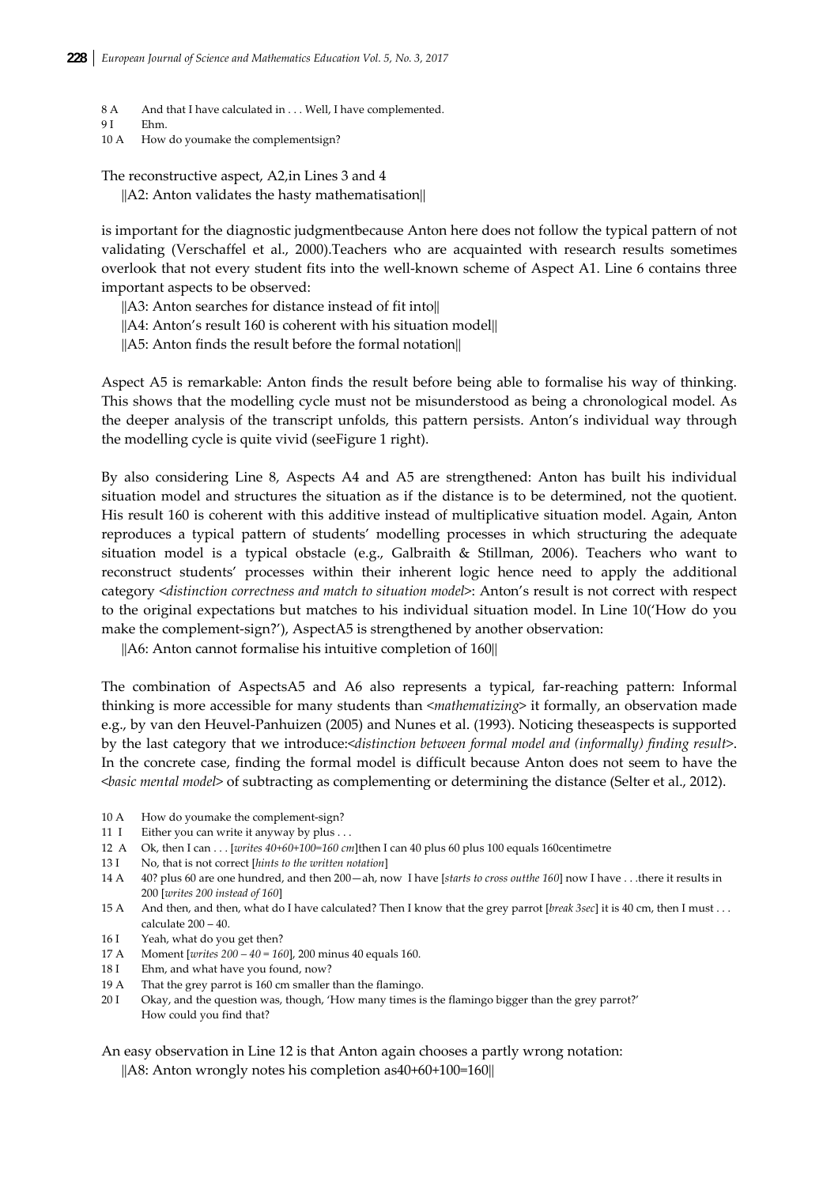8 A And that I have calculated in . . . Well, I have complemented.
9 I Ehm.
10 A How do youmake the complementsign?

The reconstructive aspect, A2,in Lines 3 and 4

||A2: Anton validates the hasty mathematisation||

is important for the diagnostic judgmentbecause Anton here does not follow the typical pattern of not validating (Verschaffel et al., 2000).Teachers who are acquainted with research results sometimes overlook that not every student fits into the well-known scheme of Aspect A1. Line 6 contains three important aspects to be observed:

||A3: Anton searches for distance instead of fit into||
||A4: Anton's result 160 is coherent with his situation model||
||A5: Anton finds the result before the formal notation||

Aspect A5 is remarkable: Anton finds the result before being able to formalise his way of thinking. This shows that the modelling cycle must not be misunderstood as being a chronological model. As the deeper analysis of the transcript unfolds, this pattern persists. Anton's individual way through the modelling cycle is quite vivid (seeFigure 1 right).

By also considering Line 8, Aspects A4 and A5 are strengthened: Anton has built his individual situation model and structures the situation as if the distance is to be determined, not the quotient. His result 160 is coherent with this additive instead of multiplicative situation model. Again, Anton reproduces a typical pattern of students' modelling processes in which structuring the adequate situation model is a typical obstacle (e.g., Galbraith & Stillman, 2006). Teachers who want to reconstruct students' processes within their inherent logic hence need to apply the additional category <*distinction correctness and match to situation model*>: Anton's result is not correct with respect to the original expectations but matches to his individual situation model. In Line 10('How do you make the complement-sign?'), AspectA5 is strengthened by another observation:

||A6: Anton cannot formalise his intuitive completion of 160||

The combination of AspectsA5 and A6 also represents a typical, far-reaching pattern: Informal thinking is more accessible for many students than <*mathematizing*> it formally, an observation made e.g., by van den Heuvel-Panhuizen (2005) and Nunes et al. (1993). Noticing theseaspects is supported by the last category that we introduce:<*distinction between formal model and (informally) finding result*>. In the concrete case, finding the formal model is difficult because Anton does not seem to have the <*basic mental model*> of subtracting as complementing or determining the distance (Selter et al., 2012).

10 A How do youmake the complement-sign?
11 I Either you can write it anyway by plus . . .
12 A Ok, then I can . . . [*writes 40+60+100=160 cm*]then I can 40 plus 60 plus 100 equals 160centimetre
13 I No, that is not correct [*hints to the written notation*]
14 A 40? plus 60 are one hundred, and then 200—ah, now I have [*starts to cross outthe 160*] now I have . . .there it results in 200 [*writes 200 instead of 160*]
15 A And then, and then, what do I have calculated? Then I know that the grey parrot [*break 3sec*] it is 40 cm, then I must . . . calculate 200 – 40.
16 I Yeah, what do you get then?
17 A Moment [*writes 200 – 40 = 160*], 200 minus 40 equals 160.
18 I Ehm, and what have you found, now?
19 A That the grey parrot is 160 cm smaller than the flamingo.
20 I Okay, and the question was, though, 'How many times is the flamingo bigger than the grey parrot?' How could you find that?

An easy observation in Line 12 is that Anton again chooses a partly wrong notation:

||A8: Anton wrongly notes his completion as40+60+100=160||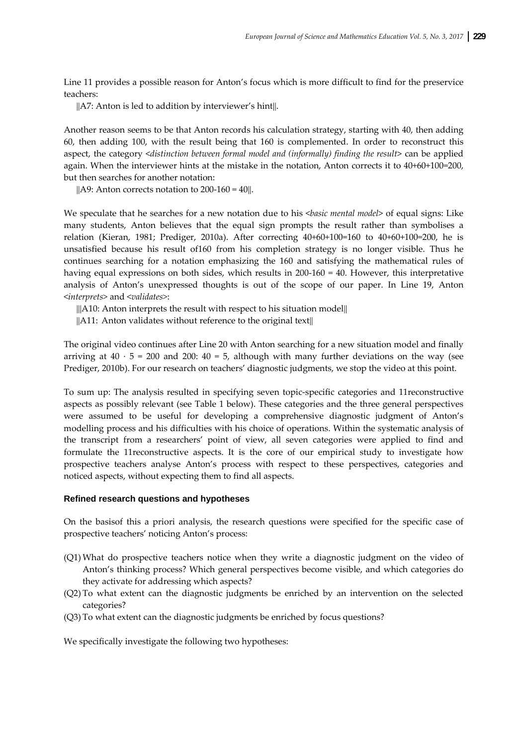Line 11 provides a possible reason for Anton's focus which is more difficult to find for the preservice teachers:

‖A7: Anton is led to addition by interviewer's hint‖.

Another reason seems to be that Anton records his calculation strategy, starting with 40, then adding 60, then adding 100, with the result being that 160 is complemented. In order to reconstruct this aspect, the category <*distinction between formal model and (informally) finding the result*> can be applied again. When the interviewer hints at the mistake in the notation, Anton corrects it to 40+60+100=200, but then searches for another notation:

‖A9: Anton corrects notation to 200-160 = 40‖.

We speculate that he searches for a new notation due to his <*basic mental model*> of equal signs: Like many students, Anton believes that the equal sign prompts the result rather than symbolises a relation (Kieran, 1981; Prediger, 2010a). After correcting 40+60+100=160 to 40+60+100=200, he is unsatisfied because his result of160 from his completion strategy is no longer visible. Thus he continues searching for a notation emphasizing the 160 and satisfying the mathematical rules of having equal expressions on both sides, which results in 200-160 = 40. However, this interpretative analysis of Anton's unexpressed thoughts is out of the scope of our paper. In Line 19, Anton <*interprets*> and <*validates*>:

‖|A10: Anton interprets the result with respect to his situation model‖

‖A11: Anton validates without reference to the original text‖

The original video continues after Line 20 with Anton searching for a new situation model and finally arriving at $40 \cdot 5 = 200$ and $200 : 40 = 5$, although with many further deviations on the way (see Prediger, 2010b). For our research on teachers' diagnostic judgments, we stop the video at this point.

To sum up: The analysis resulted in specifying seven topic-specific categories and 11reconstructive aspects as possibly relevant (see Table 1 below). These categories and the three general perspectives were assumed to be useful for developing a comprehensive diagnostic judgment of Anton's modelling process and his difficulties with his choice of operations. Within the systematic analysis of the transcript from a researchers' point of view, all seven categories were applied to find and formulate the 11reconstructive aspects. It is the core of our empirical study to investigate how prospective teachers analyse Anton's process with respect to these perspectives, categories and noticed aspects, without expecting them to find all aspects.

### Refined research questions and hypotheses

On the basisof this a priori analysis, the research questions were specified for the specific case of prospective teachers' noticing Anton's process:

- (Q1) What do prospective teachers notice when they write a diagnostic judgment on the video of Anton's thinking process? Which general perspectives become visible, and which categories do they activate for addressing which aspects?
- (Q2) To what extent can the diagnostic judgments be enriched by an intervention on the selected categories?
- (Q3) To what extent can the diagnostic judgments be enriched by focus questions?

We specifically investigate the following two hypotheses: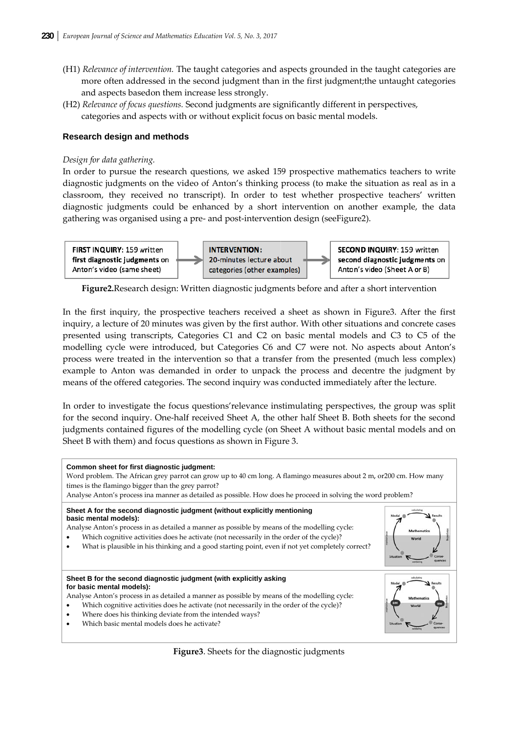(H1) *Relevance of intervention.* The taught categories and aspects grounded in the taught categories are more often addressed in the second judgment than in the first judgment;the untaught categories and aspects basedon them increase less strongly.

(H2) *Relevance of focus questions.* Second judgments are significantly different in perspectives, categories and aspects with or without explicit focus on basic mental models.

### Research design and methods

*Design for data gathering.*

In order to pursue the research questions, we asked 159 prospective mathematics teachers to write diagnostic judgments on the video of Anton's thinking process (to make the situation as real as in a classroom, they received no transcript). In order to test whether prospective teachers' written diagnostic judgments could be enhanced by a short intervention on another example, the data gathering was organised using a pre- and post-intervention design (seeFigure2).

| **FIRST INQUIRY:** 159 written **first diagnostic judgments** on Anton's video (same sheet) | → | **INTERVENTION:** 20-minutes lecture about categories (other examples) | → | **SECOND INQUIRY:** 159 written **second diagnostic judgments** on Anton's video (Sheet A or B) |
|---|---|---|---|---|

**Figure2.**Research design: Written diagnostic judgments before and after a short intervention

In the first inquiry, the prospective teachers received a sheet as shown in Figure3. After the first inquiry, a lecture of 20 minutes was given by the first author. With other situations and concrete cases presented using transcripts, Categories C1 and C2 on basic mental models and C3 to C5 of the modelling cycle were introduced, but Categories C6 and C7 were not. No aspects about Anton's process were treated in the intervention so that a transfer from the presented (much less complex) example to Anton was demanded in order to unpack the process and decentre the judgment by means of the offered categories. The second inquiry was conducted immediately after the lecture.

In order to investigate the focus questions'relevance instimulating perspectives, the group was split for the second inquiry. One-half received Sheet A, the other half Sheet B. Both sheets for the second judgments contained figures of the modelling cycle (on Sheet A without basic mental models and on Sheet B with them) and focus questions as shown in Figure 3.

**Common sheet for first diagnostic judgment:**

Word problem. The African grey parrot can grow up to 40 cm long. A flamingo measures about 2 m, or200 cm. How many times is the flamingo bigger than the grey parrot?

Analyse Anton's process ina manner as detailed as possible. How does he proceed in solving the word problem?

**Sheet A for the second diagnostic judgment (without explicitly mentioning basic mental models):**

Analyse Anton's process in as detailed a manner as possible by means of the modelling cycle:

- Which cognitive activities does he activate (not necessarily in the order of the cycle)?
- What is plausible in his thinking and a good starting point, even if not yet completely correct?

**Sheet B for the second diagnostic judgment (with explicitly asking for basic mental models):**

Analyse Anton's process in as detailed a manner as possible by means of the modelling cycle:

- Which cognitive activities does he activate (not necessarily in the order of the cycle)?
- Where does his thinking deviate from the intended ways?
- Which basic mental models does he activate?

**Figure3**. Sheets for the diagnostic judgments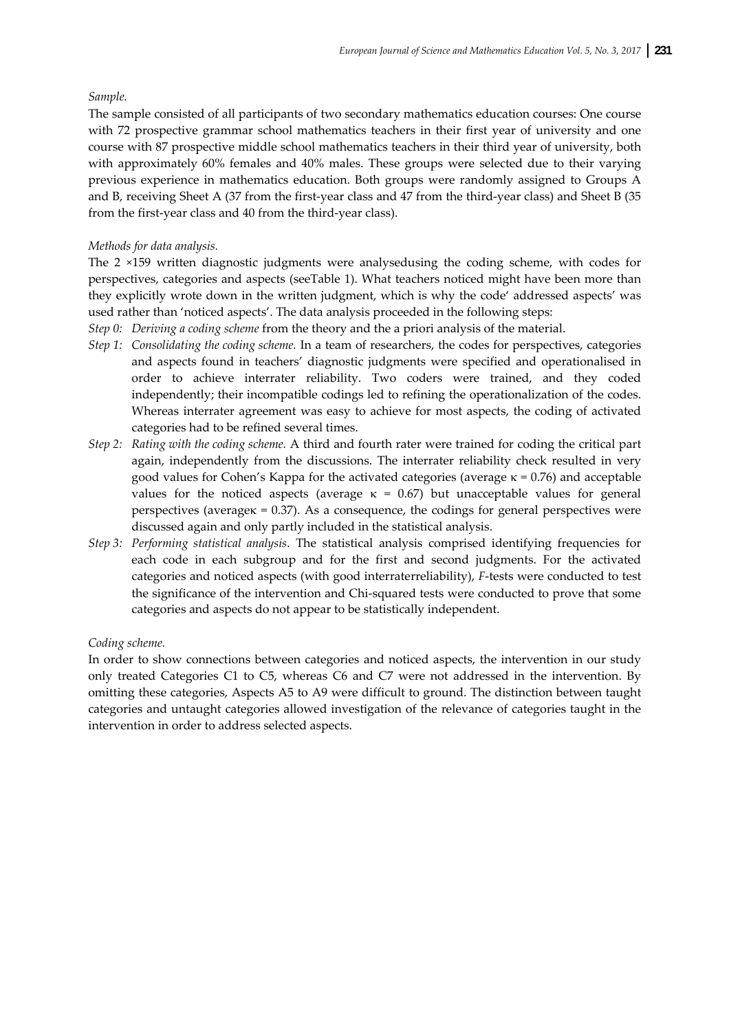*Sample.*

The sample consisted of all participants of two secondary mathematics education courses: One course with 72 prospective grammar school mathematics teachers in their first year of university and one course with 87 prospective middle school mathematics teachers in their third year of university, both with approximately 60% females and 40% males. These groups were selected due to their varying previous experience in mathematics education. Both groups were randomly assigned to Groups A and B, receiving Sheet A (37 from the first-year class and 47 from the third-year class) and Sheet B (35 from the first-year class and 40 from the third-year class).

*Methods for data analysis.*

The 2 ×159 written diagnostic judgments were analysedusing the coding scheme, with codes for perspectives, categories and aspects (seeTable 1). What teachers noticed might have been more than they explicitly wrote down in the written judgment, which is why the code' addressed aspects' was used rather than 'noticed aspects'. The data analysis proceeded in the following steps:

*Step 0:* *Deriving a coding scheme* from the theory and the a priori analysis of the material.

*Step 1:* *Consolidating the coding scheme.* In a team of researchers, the codes for perspectives, categories and aspects found in teachers' diagnostic judgments were specified and operationalised in order to achieve interrater reliability. Two coders were trained, and they coded independently; their incompatible codings led to refining the operationalization of the codes. Whereas interrater agreement was easy to achieve for most aspects, the coding of activated categories had to be refined several times.

*Step 2:* *Rating with the coding scheme.* A third and fourth rater were trained for coding the critical part again, independently from the discussions. The interrater reliability check resulted in very good values for Cohen's Kappa for the activated categories (average $\kappa = 0.76$) and acceptable values for the noticed aspects (average $\kappa = 0.67$) but unacceptable values for general perspectives (average$\kappa = 0.37$). As a consequence, the codings for general perspectives were discussed again and only partly included in the statistical analysis.

*Step 3:* *Performing statistical analysis*. The statistical analysis comprised identifying frequencies for each code in each subgroup and for the first and second judgments. For the activated categories and noticed aspects (with good interraterreliability), *F*-tests were conducted to test the significance of the intervention and Chi-squared tests were conducted to prove that some categories and aspects do not appear to be statistically independent.

*Coding scheme.*

In order to show connections between categories and noticed aspects, the intervention in our study only treated Categories C1 to C5, whereas C6 and C7 were not addressed in the intervention. By omitting these categories, Aspects A5 to A9 were difficult to ground. The distinction between taught categories and untaught categories allowed investigation of the relevance of categories taught in the intervention in order to address selected aspects.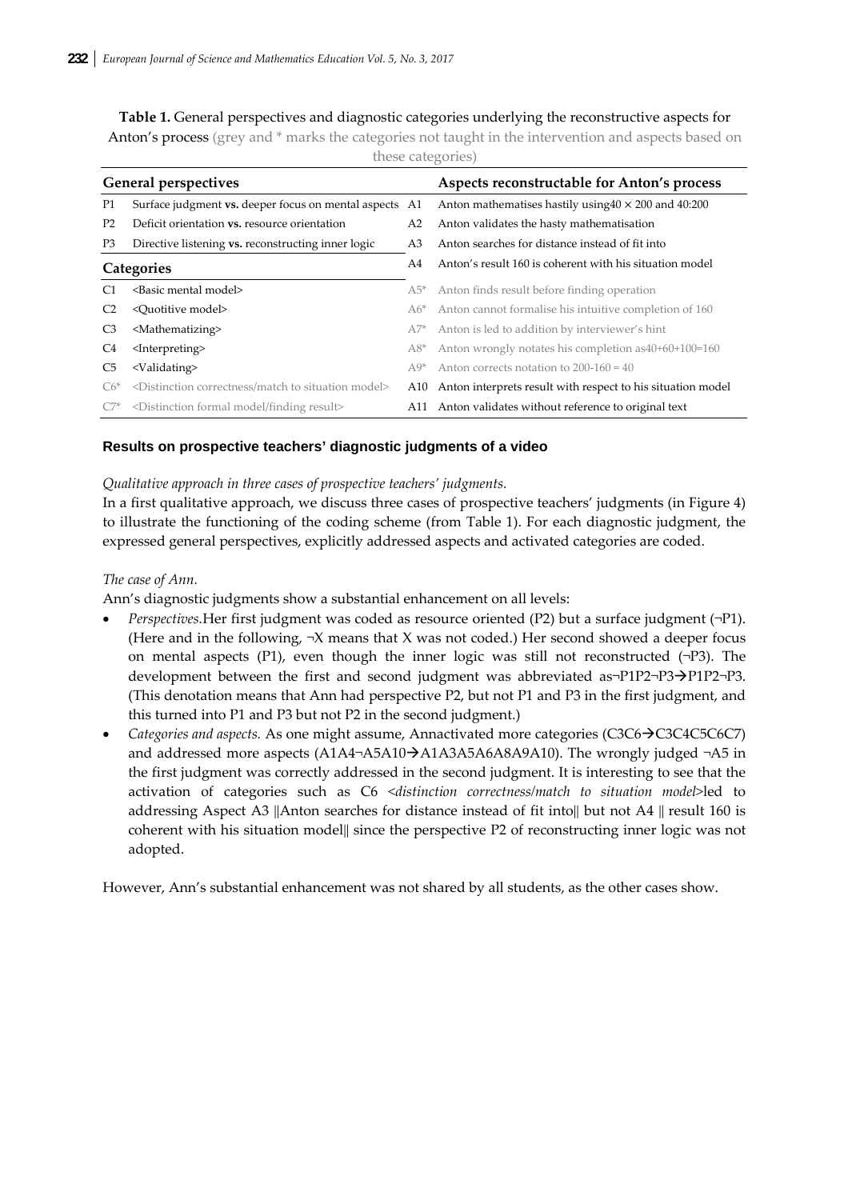**Table 1.** General perspectives and diagnostic categories underlying the reconstructive aspects for Anton's process (grey and * marks the categories not taught in the intervention and aspects based on these categories)

| General perspectives | | | Aspects reconstructable for Anton's process |
|---|---|---|---|
| P1 | Surface judgment **vs.** deeper focus on mental aspects | A1 | Anton mathematises hastily using $40 \times 200$ and 40:200 |
| P2 | Deficit orientation **vs.** resource orientation | A2 | Anton validates the hasty mathematisation |
| P3 | Directive listening **vs.** reconstructing inner logic | A3 | Anton searches for distance instead of fit into |
| **Categories** | | A4 | Anton's result 160 is coherent with his situation model |
| C1 | <Basic mental model> | A5* | Anton finds result before finding operation |
| C2 | <Quotitive model> | A6* | Anton cannot formalise his intuitive completion of 160 |
| C3 | <Mathematizing> | A7* | Anton is led to addition by interviewer's hint |
| C4 | <Interpreting> | A8* | Anton wrongly notates his completion as 40+60+100=160 |
| C5 | <Validating> | A9* | Anton corrects notation to 200-160 = 40 |
| C6* | <Distinction correctness/match to situation model> | A10 | Anton interprets result with respect to his situation model |
| C7* | <Distinction formal model/finding result> | A11 | Anton validates without reference to original text |

#### Results on prospective teachers' diagnostic judgments of a video

*Qualitative approach in three cases of prospective teachers' judgments.*

In a first qualitative approach, we discuss three cases of prospective teachers' judgments (in Figure 4) to illustrate the functioning of the coding scheme (from Table 1). For each diagnostic judgment, the expressed general perspectives, explicitly addressed aspects and activated categories are coded.

*The case of Ann.*

Ann's diagnostic judgments show a substantial enhancement on all levels:

- *Perspectives.* Her first judgment was coded as resource oriented (P2) but a surface judgment (¬P1). (Here and in the following, ¬X means that X was not coded.) Her second showed a deeper focus on mental aspects (P1), even though the inner logic was still not reconstructed (¬P3). The development between the first and second judgment was abbreviated as ¬P1P2¬P3→P1P2¬P3. (This denotation means that Ann had perspective P2, but not P1 and P3 in the first judgment, and this turned into P1 and P3 but not P2 in the second judgment.)
- *Categories and aspects.* As one might assume, Ann activated more categories (C3C6→C3C4C5C6C7) and addressed more aspects (A1A4¬A5A10→A1A3A5A6A8A9A10). The wrongly judged ¬A5 in the first judgment was correctly addressed in the second judgment. It is interesting to see that the activation of categories such as C6 <*distinction correctness/match to situation model*> led to addressing Aspect A3 ‖Anton searches for distance instead of fit into‖ but not A4 ‖ result 160 is coherent with his situation model‖ since the perspective P2 of reconstructing inner logic was not adopted.

However, Ann's substantial enhancement was not shared by all students, as the other cases show.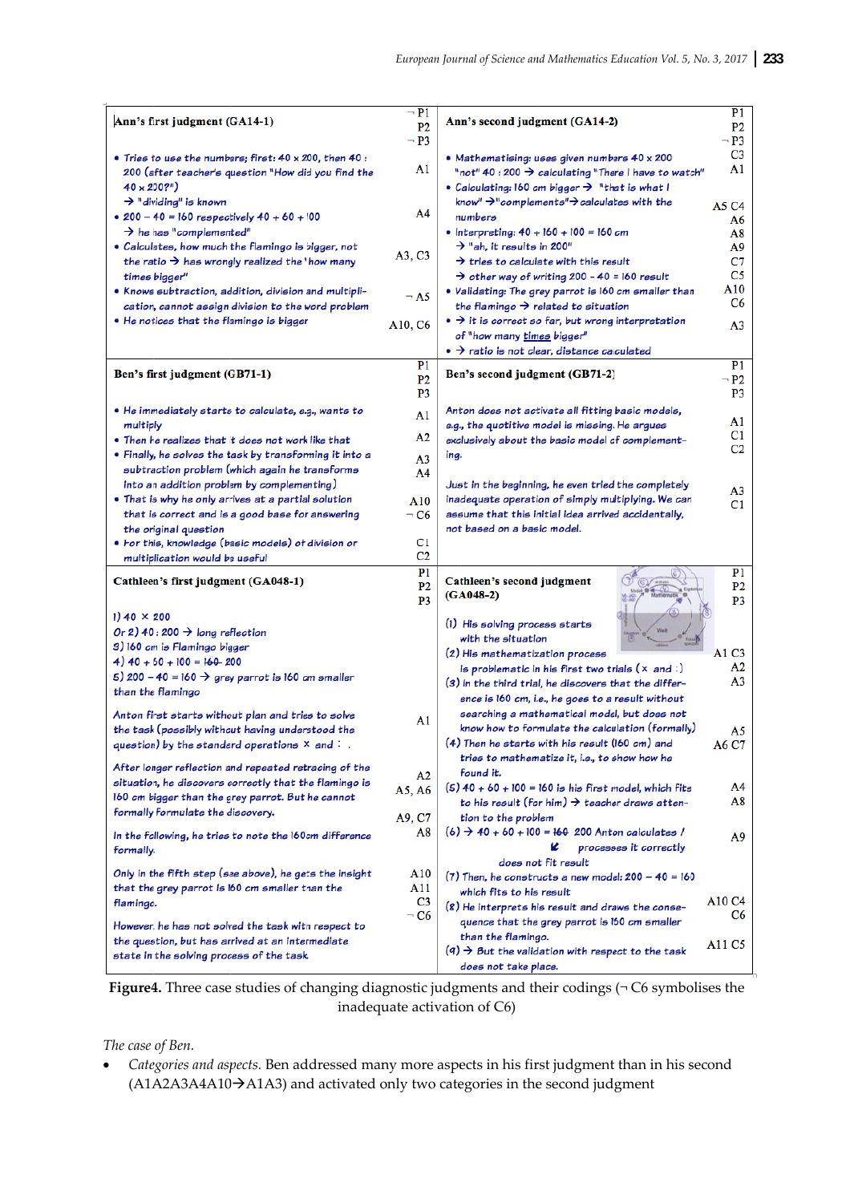| Ann's first judgment (GA14-1) | ¬ P1 P2 ¬ P3 | Ann's second judgment (GA14-2) | P1 P2 ¬ P3 |
|---|---|---|---|
| • Tries to use the numbers; first: 40 x 200, then 40 : 200 (after teacher's question "How did you find the 40 x 200?") → "dividing" is known | A1 | • Mathematising: uses given numbers 40 x 200 "not" 40 : 200 → calculating "There I have to watch" | C3 A1 |
| • 200 – 40 = 160 respectively 40 + 60 + 100 → he has "complemented" | A4 | • Calculating: 160 cm bigger → "that is what I know" →"complements"→ calculates with the numbers | A5 C4 A6 |
| • Calculates, how much the flamingo is bigger, not the ratio → has wrongly realized the 'how many times bigger" | A3, C3 | • Interpreting: 40 + 160 + 100 = 160 cm → "ah, it results in 200" → tries to calculate with this result → other way of writing 200 - 40 = 160 result | A8 A9 C7 C5 |
| • Knows subtraction, addition, division and multiplication, cannot assign division to the word problem | ¬ A5 | • Validating: The grey parrot is 160 cm smaller than the flamingo → related to situation | A10 C6 |
| • He notices that the flamingo is bigger | A10, C6 | • → it is correct so far, but wrong interpretation of "how many times bigger" • → ratio is not clear, distance calculated | A3 |
| **Ben's first judgment (GB71-1)** | P1 P2 P3 | **Ben's second judgment (GB71-2)** | P1 ¬ P2 P3 |
| • He immediately starts to calculate, e.g., wants to multiply | A1 | Anton does not activate all fitting basic models, e.g., the quotitive model is missing. He argues exclusively about the basic model of complementing. | A1 C1 C2 |
| • Then he realizes that it does not work like that | A2 | | |
| • Finally, he solves the task by transforming it into a subtraction problem (which again he transforms into an addition problem by complementing) | A3 A4 | Just in the beginning, he even tried the completely inadequate operation of simply multiplying. We can assume that this initial idea arrived accidentally, not based on a basic model. | A3 C1 |
| • That is why he only arrives at a partial solution that is correct and is a good base for answering the original question | A10 ¬ C6 | | |
| • For this, knowledge (basic models) of division or multiplication would be useful | C1 C2 | | |
| **Cathleen's first judgment (GA048-1)** | P1 P2 P3 | **Cathleen's second judgment (GA048-2)** | P1 P2 P3 |
| 1) 40 × 200<br>Or 2) 40 : 200 → long reflection<br>3) 160 cm is Flamingo bigger<br>4) 40 + 60 + 100 = ~~160~~ 200<br>5) 200 – 40 = 160 → grey parrot is 160 cm smaller than the flamingo | | (1) His solving process starts with the situation | |
| Anton first starts without plan and tries to solve the task (possibly without having understood the question) by the standard operations × and : . | A1 | (2) His mathematization process is problematic in his first two trials (× and :) | A1 C3 A2 |
| After longer reflection and repeated retracing of the situation, he discovers correctly that the flamingo is 160 cm bigger than the grey parrot. But he cannot formally formulate the discovery. | A2 A5, A6 A9, C7 | (3) In the third trial, he discovers that the difference is 160 cm, i.e., he goes to a result without searching a mathematical model, but does not know how to formulate the calculation (formally) | A3 A5 |
| In the following, he tries to note the 160cm difference formally. | A8 | (4) Then he starts with his result (160 cm) and tries to mathematize it, i.e., to show how he found it. | A6 C7 |
| Only in the fifth step (see above), he gets the insight that the grey parrot is 160 cm smaller than the flamingo. | A10 A11 C3 ¬ C6 | (5) 40 + 60 + 100 = 160 is his first model, fits to his result (for him) → teacher draws attention to the problem | A4 A8 |
| However, he has not solved the task with respect to the question, but has arrived at an intermediate state in the solving process of the task | | (6) → 40 + 60 + 100 = ~~160~~ 200 Anton calculates / processes it correctly; does not fit result | A9 |
| | | (7) Then, he constructs a new model: 200 – 40 = 160 which fits to his result | |
| | | (8) He interprets his result and draws the consequence that the grey parrot is 160 cm smaller than the flamingo. | A10 C4 C6 |
| | | (9) → But the validation with respect to the task does not take place. | A11 C5 |

**Figure4.** Three case studies of changing diagnostic judgments and their codings (¬ C6 symbolises the inadequate activation of C6)

*The case of Ben.*

- *Categories and aspects.* Ben addressed many more aspects in his first judgment than in his second (A1A2A3A4A10→A1A3) and activated only two categories in the second judgment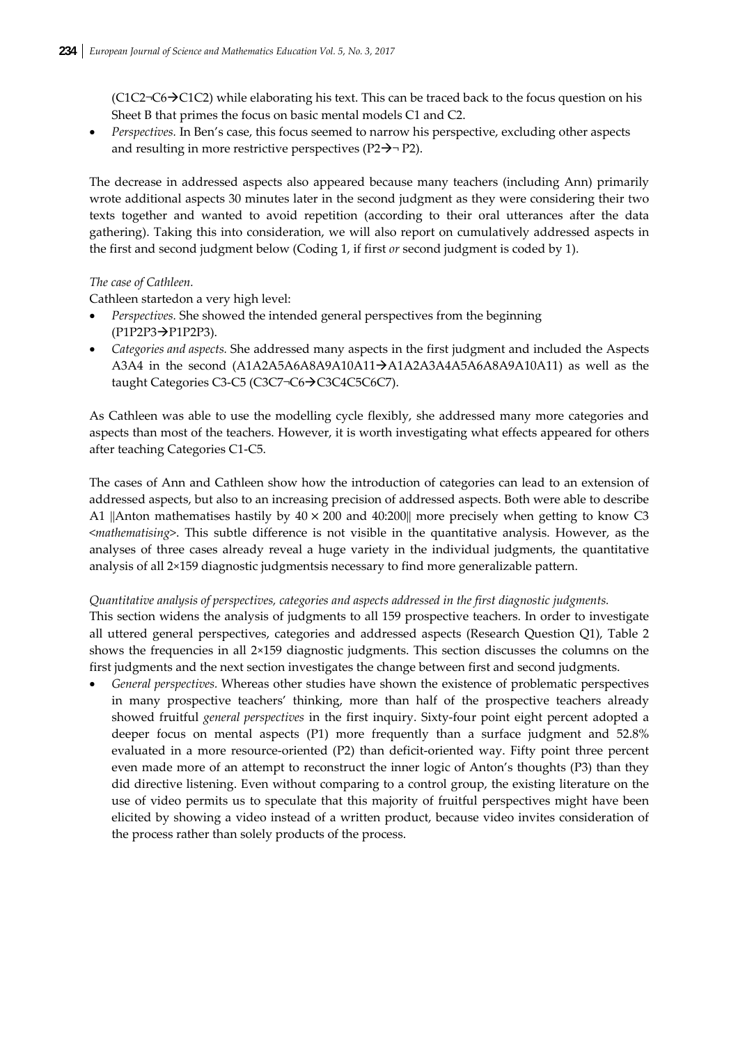(C1C2¬C6→C1C2) while elaborating his text. This can be traced back to the focus question on his Sheet B that primes the focus on basic mental models C1 and C2.

- *Perspectives.* In Ben's case, this focus seemed to narrow his perspective, excluding other aspects and resulting in more restrictive perspectives (P2→¬ P2).

The decrease in addressed aspects also appeared because many teachers (including Ann) primarily wrote additional aspects 30 minutes later in the second judgment as they were considering their two texts together and wanted to avoid repetition (according to their oral utterances after the data gathering). Taking this into consideration, we will also report on cumulatively addressed aspects in the first and second judgment below (Coding 1, if first *or* second judgment is coded by 1).

*The case of Cathleen.*

Cathleen startedon a very high level:

- *Perspectives.* She showed the intended general perspectives from the beginning (P1P2P3→P1P2P3).
- *Categories and aspects.* She addressed many aspects in the first judgment and included the Aspects A3A4 in the second (A1A2A5A6A8A9A10A11→A1A2A3A4A5A6A8A9A10A11) as well as the taught Categories C3-C5 (C3C7¬C6→C3C4C5C6C7).

As Cathleen was able to use the modelling cycle flexibly, she addressed many more categories and aspects than most of the teachers. However, it is worth investigating what effects appeared for others after teaching Categories C1-C5.

The cases of Ann and Cathleen show how the introduction of categories can lead to an extension of addressed aspects, but also to an increasing precision of addressed aspects. Both were able to describe A1 ||Anton mathematises hastily by 40 × 200 and 40:200|| more precisely when getting to know C3 <*mathematising*>. This subtle difference is not visible in the quantitative analysis. However, as the analyses of three cases already reveal a huge variety in the individual judgments, the quantitative analysis of all 2×159 diagnostic judgmentsis necessary to find more generalizable pattern.

*Quantitative analysis of perspectives, categories and aspects addressed in the first diagnostic judgments.*

This section widens the analysis of judgments to all 159 prospective teachers. In order to investigate all uttered general perspectives, categories and addressed aspects (Research Question Q1), Table 2 shows the frequencies in all 2×159 diagnostic judgments. This section discusses the columns on the first judgments and the next section investigates the change between first and second judgments.

- *General perspectives.* Whereas other studies have shown the existence of problematic perspectives in many prospective teachers' thinking, more than half of the prospective teachers already showed fruitful *general perspectives* in the first inquiry. Sixty-four point eight percent adopted a deeper focus on mental aspects (P1) more frequently than a surface judgment and 52.8% evaluated in a more resource-oriented (P2) than deficit-oriented way. Fifty point three percent even made more of an attempt to reconstruct the inner logic of Anton's thoughts (P3) than they did directive listening. Even without comparing to a control group, the existing literature on the use of video permits us to speculate that this majority of fruitful perspectives might have been elicited by showing a video instead of a written product, because video invites consideration of the process rather than solely products of the process.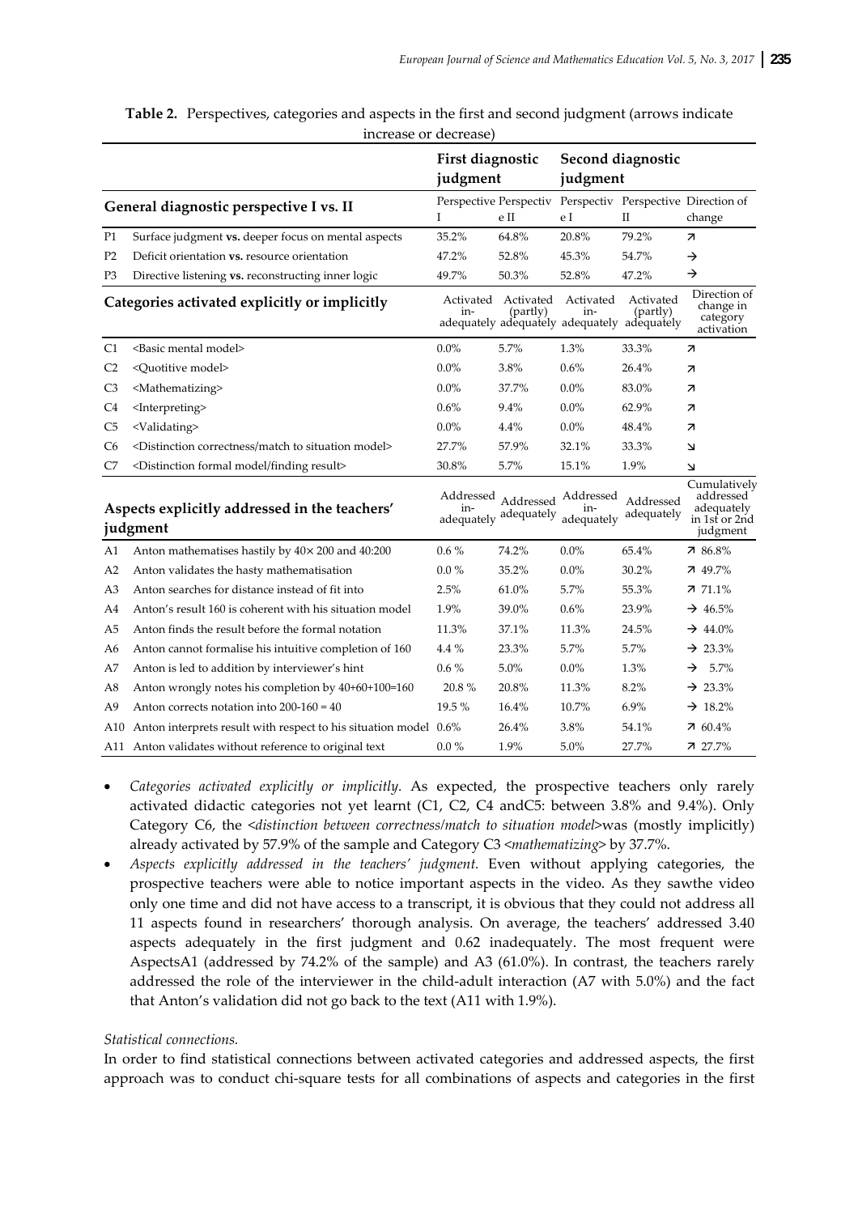**Table 2.** Perspectives, categories and aspects in the first and second judgment (arrows indicate increase or decrease)

| | | First diagnostic judgment | | Second diagnostic judgment | | |
|---|---|---|---|---|---|---|
| **General diagnostic perspective I vs. II** | | Perspective I | Perspective II | Perspective I | Perspective II | Direction of change |
| P1 | Surface judgment **vs.** deeper focus on mental aspects | 35.2% | 64.8% | 20.8% | 79.2% | ↗ |
| P2 | Deficit orientation **vs.** resource orientation | 47.2% | 52.8% | 45.3% | 54.7% | → |
| P3 | Directive listening **vs.** reconstructing inner logic | 49.7% | 50.3% | 52.8% | 47.2% | → |
| **Categories activated explicitly or implicitly** | | Activated in-adequately | Activated (partly) adequately | Activated in-adequately | Activated (partly) adequately | Direction of change in category activation |
| C1 | <Basic mental model> | 0.0% | 5.7% | 1.3% | 33.3% | ↗ |
| C2 | <Quotitive model> | 0.0% | 3.8% | 0.6% | 26.4% | ↗ |
| C3 | <Mathematizing> | 0.0% | 37.7% | 0.0% | 83.0% | ↗ |
| C4 | <Interpreting> | 0.6% | 9.4% | 0.0% | 62.9% | ↗ |
| C5 | <Validating> | 0.0% | 4.4% | 0.0% | 48.4% | ↗ |
| C6 | <Distinction correctness/match to situation model> | 27.7% | 57.9% | 32.1% | 33.3% | ↘ |
| C7 | <Distinction formal model/finding result> | 30.8% | 5.7% | 15.1% | 1.9% | ↘ |
| **Aspects explicitly addressed in the teachers' judgment** | | Addressed in-adequately | Addressed adequately | Addressed in-adequately | Addressed adequately | Cumulatively addressed adequately in 1st or 2nd judgment |
| A1 | Anton mathematises hastily by 40× 200 and 40:200 | 0.6 % | 74.2% | 0.0% | 65.4% | ↗ 86.8% |
| A2 | Anton validates the hasty mathematisation | 0.0 % | 35.2% | 0.0% | 30.2% | ↗ 49.7% |
| A3 | Anton searches for distance instead of fit into | 2.5% | 61.0% | 5.7% | 55.3% | ↗ 71.1% |
| A4 | Anton's result 160 is coherent with his situation model | 1.9% | 39.0% | 0.6% | 23.9% | → 46.5% |
| A5 | Anton finds the result before the formal notation | 11.3% | 37.1% | 11.3% | 24.5% | → 44.0% |
| A6 | Anton cannot formalise his intuitive completion of 160 | 4.4 % | 23.3% | 5.7% | 5.7% | → 23.3% |
| A7 | Anton is led to addition by interviewer's hint | 0.6 % | 5.0% | 0.0% | 1.3% | → 5.7% |
| A8 | Anton wrongly notes his completion by 40+60+100=160 | 20.8 % | 20.8% | 11.3% | 8.2% | → 23.3% |
| A9 | Anton corrects notation into 200-160 = 40 | 19.5 % | 16.4% | 10.7% | 6.9% | → 18.2% |
| A10 | Anton interprets result with respect to his situation model | 0.6% | 26.4% | 3.8% | 54.1% | ↗ 60.4% |
| A11 | Anton validates without reference to original text | 0.0 % | 1.9% | 5.0% | 27.7% | ↗ 27.7% |

- *Categories activated explicitly or implicitly.* As expected, the prospective teachers only rarely activated didactic categories not yet learnt (C1, C2, C4 andC5: between 3.8% and 9.4%). Only Category C6, the <*distinction between correctness/match to situation model*>was (mostly implicitly) already activated by 57.9% of the sample and Category C3 <*mathematizing*> by 37.7%.
- *Aspects explicitly addressed in the teachers' judgment.* Even without applying categories, the prospective teachers were able to notice important aspects in the video. As they sawthe video only one time and did not have access to a transcript, it is obvious that they could not address all 11 aspects found in researchers' thorough analysis. On average, the teachers' addressed 3.40 aspects adequately in the first judgment and 0.62 inadequately. The most frequent were AspectsA1 (addressed by 74.2% of the sample) and A3 (61.0%). In contrast, the teachers rarely addressed the role of the interviewer in the child-adult interaction (A7 with 5.0%) and the fact that Anton's validation did not go back to the text (A11 with 1.9%).

*Statistical connections.*

In order to find statistical connections between activated categories and addressed aspects, the first approach was to conduct chi-square tests for all combinations of aspects and categories in the first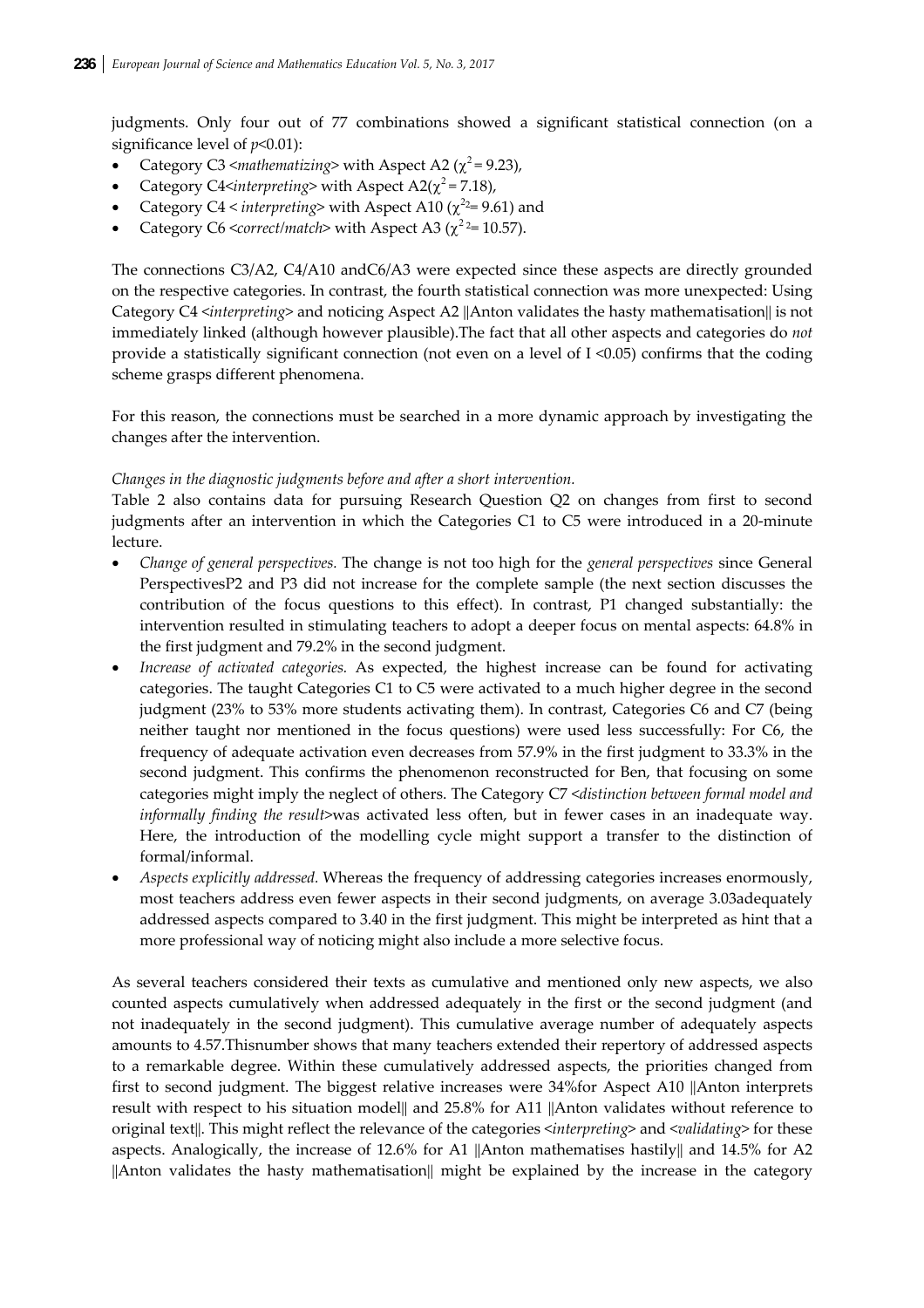judgments. Only four out of 77 combinations showed a significant statistical connection (on a significance level of $p<0.01$):

- Category C3 <*mathematizing*> with Aspect A2 ($\chi^2 = 9.23$),
- Category C4<*interpreting*> with Aspect A2($\chi^2 = 7.18$),
- Category C4 < *interpreting*> with Aspect A10 ($\chi^{22}= 9.61$) and
- Category C6 <*correct/match*> with Aspect A3 ($\chi^{2\,2}= 10.57$).

The connections C3/A2, C4/A10 andC6/A3 were expected since these aspects are directly grounded on the respective categories. In contrast, the fourth statistical connection was more unexpected: Using Category C4 <*interpreting*> and noticing Aspect A2 ||Anton validates the hasty mathematisation|| is not immediately linked (although however plausible).The fact that all other aspects and categories do *not* provide a statistically significant connection (not even on a level of I <0.05) confirms that the coding scheme grasps different phenomena.

For this reason, the connections must be searched in a more dynamic approach by investigating the changes after the intervention.

*Changes in the diagnostic judgments before and after a short intervention.*

Table 2 also contains data for pursuing Research Question Q2 on changes from first to second judgments after an intervention in which the Categories C1 to C5 were introduced in a 20-minute lecture.

- *Change of general perspectives.* The change is not too high for the *general perspectives* since General PerspectivesP2 and P3 did not increase for the complete sample (the next section discusses the contribution of the focus questions to this effect). In contrast, P1 changed substantially: the intervention resulted in stimulating teachers to adopt a deeper focus on mental aspects: 64.8% in the first judgment and 79.2% in the second judgment.
- *Increase of activated categories.* As expected, the highest increase can be found for activating categories. The taught Categories C1 to C5 were activated to a much higher degree in the second judgment (23% to 53% more students activating them). In contrast, Categories C6 and C7 (being neither taught nor mentioned in the focus questions) were used less successfully: For C6, the frequency of adequate activation even decreases from 57.9% in the first judgment to 33.3% in the second judgment. This confirms the phenomenon reconstructed for Ben, that focusing on some categories might imply the neglect of others. The Category C7 <*distinction between formal model and informally finding the result*>was activated less often, but in fewer cases in an inadequate way. Here, the introduction of the modelling cycle might support a transfer to the distinction of formal/informal.
- *Aspects explicitly addressed.* Whereas the frequency of addressing categories increases enormously, most teachers address even fewer aspects in their second judgments, on average 3.03adequately addressed aspects compared to 3.40 in the first judgment. This might be interpreted as hint that a more professional way of noticing might also include a more selective focus.

As several teachers considered their texts as cumulative and mentioned only new aspects, we also counted aspects cumulatively when addressed adequately in the first or the second judgment (and not inadequately in the second judgment). This cumulative average number of adequately aspects amounts to 4.57.Thisnumber shows that many teachers extended their repertory of addressed aspects to a remarkable degree. Within these cumulatively addressed aspects, the priorities changed from first to second judgment. The biggest relative increases were 34%for Aspect A10 ||Anton interprets result with respect to his situation model|| and 25.8% for A11 ||Anton validates without reference to original text||. This might reflect the relevance of the categories <*interpreting*> and <*validating*> for these aspects. Analogically, the increase of 12.6% for A1 ||Anton mathematises hastily|| and 14.5% for A2 ||Anton validates the hasty mathematisation|| might be explained by the increase in the category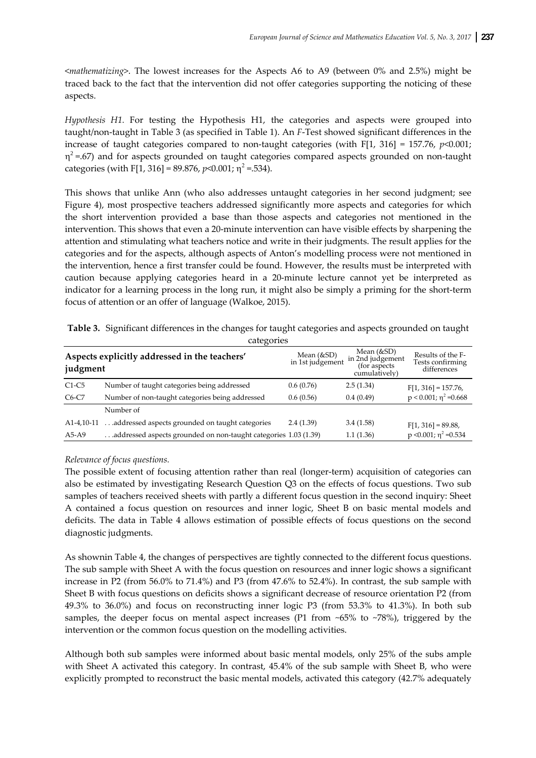<*mathematizing*>. The lowest increases for the Aspects A6 to A9 (between 0% and 2.5%) might be traced back to the fact that the intervention did not offer categories supporting the noticing of these aspects.

*Hypothesis H1.* For testing the Hypothesis H1, the categories and aspects were grouped into taught/non-taught in Table 3 (as specified in Table 1). An *F*-Test showed significant differences in the increase of taught categories compared to non-taught categories (with $F[1, 316] = 157.76$, $p<0.001$; $\eta^2 = .67$) and for aspects grounded on taught categories compared aspects grounded on non-taught categories (with $F[1, 316] = 89.876$, $p<0.001$; $\eta^2 = .534$).

This shows that unlike Ann (who also addresses untaught categories in her second judgment; see Figure 4), most prospective teachers addressed significantly more aspects and categories for which the short intervention provided a base than those aspects and categories not mentioned in the intervention. This shows that even a 20-minute intervention can have visible effects by sharpening the attention and stimulating what teachers notice and write in their judgments. The result applies for the categories and for the aspects, although aspects of Anton's modelling process were not mentioned in the intervention, hence a first transfer could be found. However, the results must be interpreted with caution because applying categories heard in a 20-minute lecture cannot yet be interpreted as indicator for a learning process in the long run, it might also be simply a priming for the short-term focus of attention or an offer of language (Walkoe, 2015).

**Table 3.** Significant differences in the changes for taught categories and aspects grounded on taught categories

| Aspects explicitly addressed in the teachers' judgment | | Mean (&SD) in 1st judgement | Mean (&SD) in 2nd judgement (for aspects cumulatively) | Results of the F-Tests confirming differences |
|---|---|---|---|---|
| C1-C5 | Number of taught categories being addressed | 0.6 (0.76) | 2.5 (1.34) | $F[1, 316] = 157.76$, |
| C6-C7 | Number of non-taught categories being addressed | 0.6 (0.56) | 0.4 (0.49) | $p < 0.001$; $\eta^2 = 0.668$ |
| | Number of | | | |
| A1-4,10-11 | . . .addressed aspects grounded on taught categories | 2.4 (1.39) | 3.4 (1.58) | $F[1, 316] = 89.88$, |
| A5-A9 | . . .addressed aspects grounded on non-taught categories | 1.03 (1.39) | 1.1 (1.36) | $p < 0.001$; $\eta^2 = 0.534$ |

*Relevance of focus questions.*

The possible extent of focusing attention rather than real (longer-term) acquisition of categories can also be estimated by investigating Research Question Q3 on the effects of focus questions. Two sub samples of teachers received sheets with partly a different focus question in the second inquiry: Sheet A contained a focus question on resources and inner logic, Sheet B on basic mental models and deficits. The data in Table 4 allows estimation of possible effects of focus questions on the second diagnostic judgments.

As shownin Table 4, the changes of perspectives are tightly connected to the different focus questions. The sub sample with Sheet A with the focus question on resources and inner logic shows a significant increase in P2 (from 56.0% to 71.4%) and P3 (from 47.6% to 52.4%). In contrast, the sub sample with Sheet B with focus questions on deficits shows a significant decrease of resource orientation P2 (from 49.3% to 36.0%) and focus on reconstructing inner logic P3 (from 53.3% to 41.3%). In both sub samples, the deeper focus on mental aspect increases (P1 from ~65% to ~78%), triggered by the intervention or the common focus question on the modelling activities.

Although both sub samples were informed about basic mental models, only 25% of the subs ample with Sheet A activated this category. In contrast, 45.4% of the sub sample with Sheet B, who were explicitly prompted to reconstruct the basic mental models, activated this category (42.7% adequately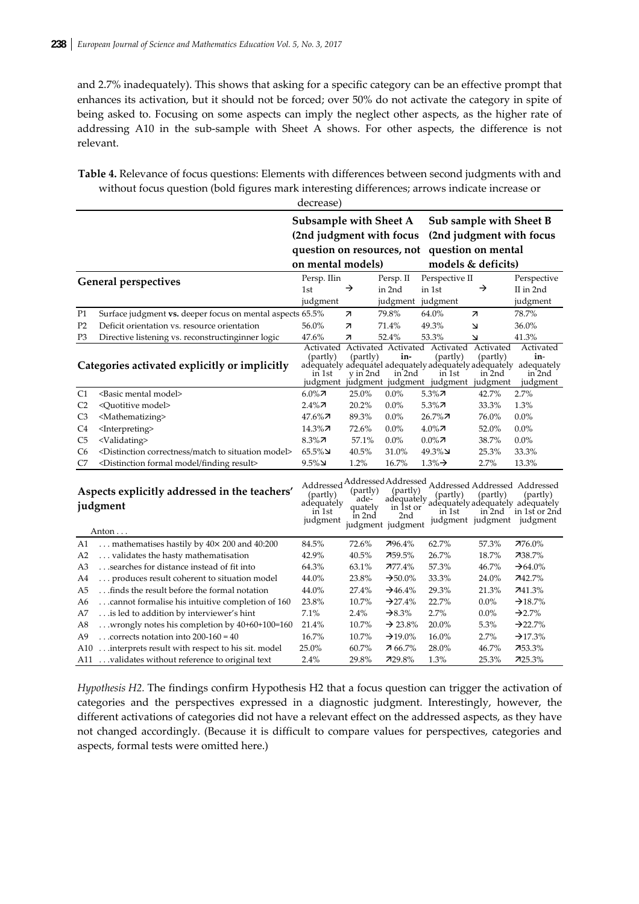and 2.7% inadequately). This shows that asking for a specific category can be an effective prompt that enhances its activation, but it should not be forced; over 50% do not activate the category in spite of being asked to. Focusing on some aspects can imply the neglect other aspects, as the higher rate of addressing A10 in the sub-sample with Sheet A shows. For other aspects, the difference is not relevant.

**Table 4.** Relevance of focus questions: Elements with differences between second judgments with and without focus question (bold figures mark interesting differences; arrows indicate increase or decrease)

| | | **Subsample with Sheet A (2nd judgment with focus question on resources, not on mental models)** | | | **Sub sample with Sheet B (2nd judgment with focus question on mental models & deficits)** | | |
|---|---|---|---|---|---|---|---|
| **General perspectives** | | Persp. IIin 1st judgment | → | Persp. II in 2nd judgment | Perspective II in 1st judgment | → | Perspective II in 2nd judgment |
| P1 | Surface judgment **vs.** deeper focus on mental aspects | 65.5% | ↗ | 79.8% | 64.0% | ↗ | 78.7% |
| P2 | Deficit orientation vs. resource orientation | 56.0% | ↗ | 71.4% | 49.3% | ↘ | 36.0% |
| P3 | Directive listening vs. reconstructinginner logic | 47.6% | ↗ | 52.4% | 53.3% | ↘ | 41.3% |
| **Categories activated explicitly or implicitly** | | Activated (partly) adequately in 1st judgment | Activated (partly) adequatel y in 2nd judgment | Activated **in**-adequately in 2nd judgment | Activated (partly) adequately in 1st judgment | Activated (partly) adequately in 2nd judgment | Activated **in**-adequately in 2nd judgment |
| C1 | <Basic mental model> | 6.0%↗ | 25.0% | 0.0% | 5.3%↗ | 42.7% | 2.7% |
| C2 | <Quotitive model> | 2.4%↗ | 20.2% | 0.0% | 5.3%↗ | 33.3% | 1.3% |
| C3 | <Mathematizing> | 47.6%↗ | 89.3% | 0.0% | 26.7%↗ | 76.0% | 0.0% |
| C4 | <Interpreting> | 14.3%↗ | 72.6% | 0.0% | 4.0%↗ | 52.0% | 0.0% |
| C5 | <Validating> | 8.3%↗ | 57.1% | 0.0% | 0.0%↗ | 38.7% | 0.0% |
| C6 | <Distinction correctness/match to situation model> | 65.5%↘ | 40.5% | 31.0% | 49.3%↘ | 25.3% | 33.3% |
| C7 | <Distinction formal model/finding result> | 9.5%↘ | 1.2% | 16.7% | 1.3%→ | 2.7% | 13.3% |
| **Aspects explicitly addressed in the teachers' judgment** | | Addressed (partly) adequately in 1st judgment | Addressed (partly) adequately in 2nd judgment | Addressed (partly) adequately in 1st or 2nd judgment | Addressed (partly) adequately in 1st judgment | Addressed (partly) adequately in 2nd judgment | Addressed (partly) adequately in 1st or 2nd judgment |
| | Anton . . . | | | | | | |
| A1 | . . . mathematises hastily by 40× 200 and 40:200 | 84.5% | 72.6% | ↗96.4% | 62.7% | 57.3% | ↗76.0% |
| A2 | . . . validates the hasty mathematisation | 42.9% | 40.5% | ↗59.5% | 26.7% | 18.7% | ↗38.7% |
| A3 | . . .searches for distance instead of fit into | 64.3% | 63.1% | ↗77.4% | 57.3% | 46.7% | ↗64.0% |
| A4 | . . . produces result coherent to situation model | 44.0% | 23.8% | →50.0% | 33.3% | 24.0% | ↗42.7% |
| A5 | . . .finds the result before the formal notation | 44.0% | 27.4% | →46.4% | 29.3% | 21.3% | ↗41.3% |
| A6 | . . .cannot formalise his intuitive completion of 160 | 23.8% | 10.7% | →27.4% | 22.7% | 0.0% | →18.7% |
| A7 | . . .is led to addition by interviewer's hint | 7.1% | 2.4% | →8.3% | 2.7% | 0.0% | →2.7% |
| A8 | . . .wrongly notes his completion by 40+60+100=160 | 21.4% | 10.7% | → 23.8% | 20.0% | 5.3% | →22.7% |
| A9 | . . .corrects notation into 200-160 = 40 | 16.7% | 10.7% | →19.0% | 16.0% | 2.7% | →17.3% |
| A10 | . . .interprets result with respect to his sit. model | 25.0% | 60.7% | ↗ 66.7% | 28.0% | 46.7% | ↗53.3% |
| A11 | . . .validates without reference to original text | 2.4% | 29.8% | ↗29.8% | 1.3% | 25.3% | ↗25.3% |

*Hypothesis H2.* The findings confirm Hypothesis H2 that a focus question can trigger the activation of categories and the perspectives expressed in a diagnostic judgment. Interestingly, however, the different activations of categories did not have a relevant effect on the addressed aspects, as they have not changed accordingly. (Because it is difficult to compare values for perspectives, categories and aspects, formal tests were omitted here.)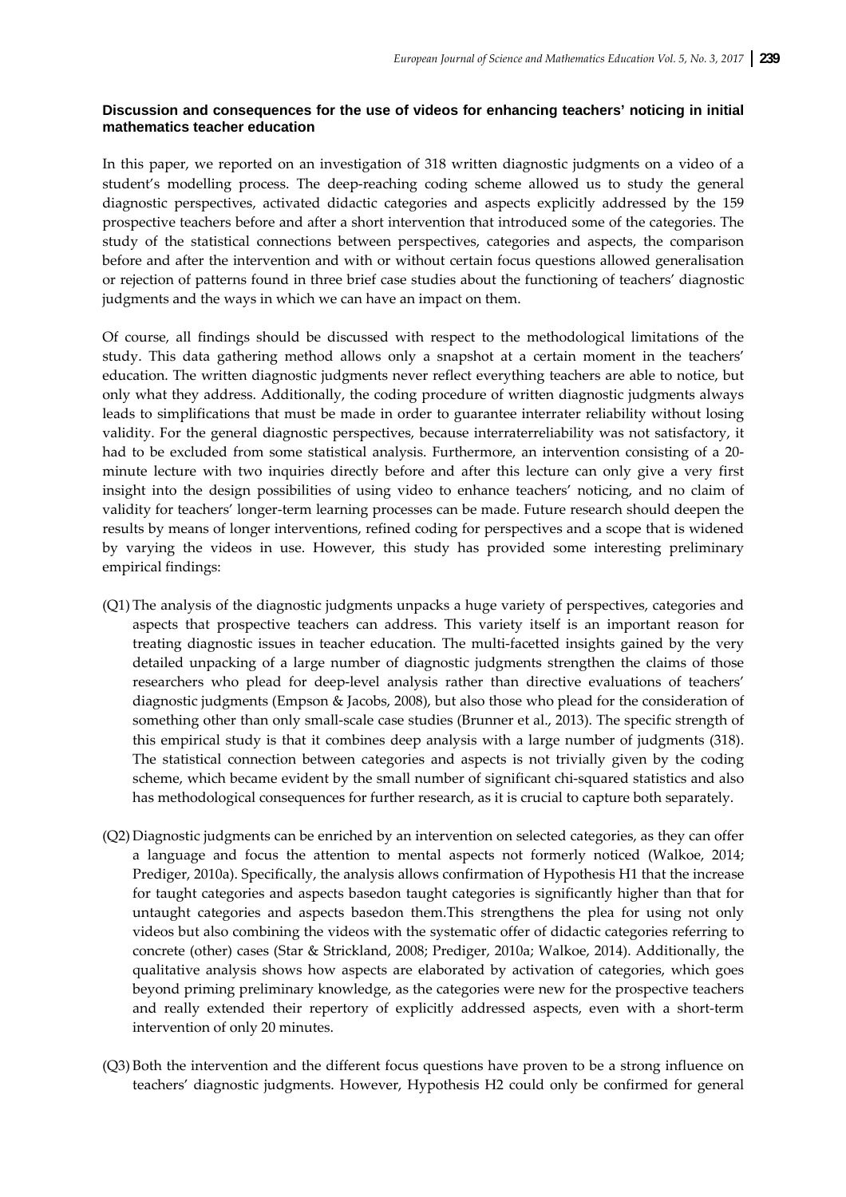**Discussion and consequences for the use of videos for enhancing teachers' noticing in initial mathematics teacher education**

In this paper, we reported on an investigation of 318 written diagnostic judgments on a video of a student's modelling process. The deep-reaching coding scheme allowed us to study the general diagnostic perspectives, activated didactic categories and aspects explicitly addressed by the 159 prospective teachers before and after a short intervention that introduced some of the categories. The study of the statistical connections between perspectives, categories and aspects, the comparison before and after the intervention and with or without certain focus questions allowed generalisation or rejection of patterns found in three brief case studies about the functioning of teachers' diagnostic judgments and the ways in which we can have an impact on them.

Of course, all findings should be discussed with respect to the methodological limitations of the study. This data gathering method allows only a snapshot at a certain moment in the teachers' education. The written diagnostic judgments never reflect everything teachers are able to notice, but only what they address. Additionally, the coding procedure of written diagnostic judgments always leads to simplifications that must be made in order to guarantee interrater reliability without losing validity. For the general diagnostic perspectives, because interraterreliability was not satisfactory, it had to be excluded from some statistical analysis. Furthermore, an intervention consisting of a 20-minute lecture with two inquiries directly before and after this lecture can only give a very first insight into the design possibilities of using video to enhance teachers' noticing, and no claim of validity for teachers' longer-term learning processes can be made. Future research should deepen the results by means of longer interventions, refined coding for perspectives and a scope that is widened by varying the videos in use. However, this study has provided some interesting preliminary empirical findings:

(Q1) The analysis of the diagnostic judgments unpacks a huge variety of perspectives, categories and aspects that prospective teachers can address. This variety itself is an important reason for treating diagnostic issues in teacher education. The multi-facetted insights gained by the very detailed unpacking of a large number of diagnostic judgments strengthen the claims of those researchers who plead for deep-level analysis rather than directive evaluations of teachers' diagnostic judgments (Empson & Jacobs, 2008), but also those who plead for the consideration of something other than only small-scale case studies (Brunner et al., 2013). The specific strength of this empirical study is that it combines deep analysis with a large number of judgments (318). The statistical connection between categories and aspects is not trivially given by the coding scheme, which became evident by the small number of significant chi-squared statistics and also has methodological consequences for further research, as it is crucial to capture both separately.

(Q2) Diagnostic judgments can be enriched by an intervention on selected categories, as they can offer a language and focus the attention to mental aspects not formerly noticed (Walkoe, 2014; Prediger, 2010a). Specifically, the analysis allows confirmation of Hypothesis H1 that the increase for taught categories and aspects basedon taught categories is significantly higher than that for untaught categories and aspects basedon them.This strengthens the plea for using not only videos but also combining the videos with the systematic offer of didactic categories referring to concrete (other) cases (Star & Strickland, 2008; Prediger, 2010a; Walkoe, 2014). Additionally, the qualitative analysis shows how aspects are elaborated by activation of categories, which goes beyond priming preliminary knowledge, as the categories were new for the prospective teachers and really extended their repertory of explicitly addressed aspects, even with a short-term intervention of only 20 minutes.

(Q3) Both the intervention and the different focus questions have proven to be a strong influence on teachers' diagnostic judgments. However, Hypothesis H2 could only be confirmed for general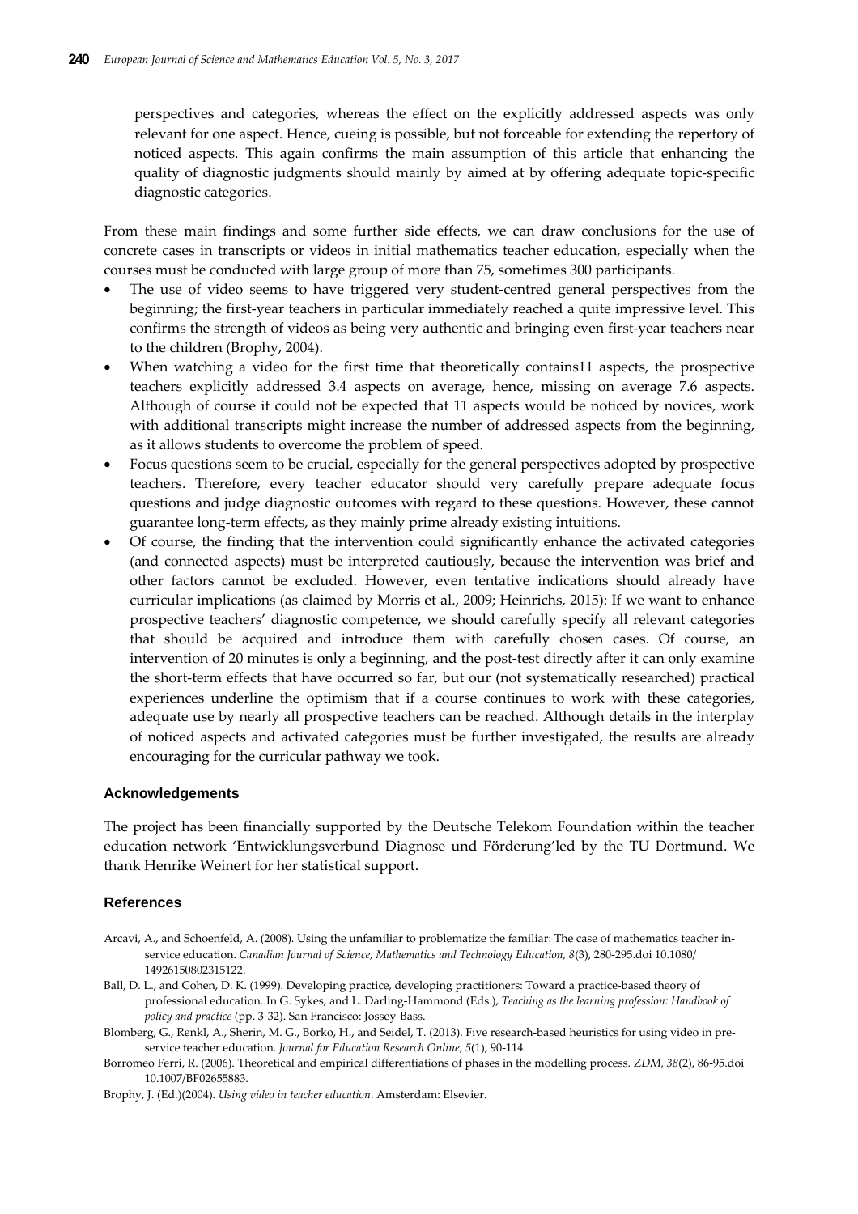perspectives and categories, whereas the effect on the explicitly addressed aspects was only relevant for one aspect. Hence, cueing is possible, but not forceable for extending the repertory of noticed aspects. This again confirms the main assumption of this article that enhancing the quality of diagnostic judgments should mainly by aimed at by offering adequate topic-specific diagnostic categories.

From these main findings and some further side effects, we can draw conclusions for the use of concrete cases in transcripts or videos in initial mathematics teacher education, especially when the courses must be conducted with large group of more than 75, sometimes 300 participants.

- The use of video seems to have triggered very student-centred general perspectives from the beginning; the first-year teachers in particular immediately reached a quite impressive level. This confirms the strength of videos as being very authentic and bringing even first-year teachers near to the children (Brophy, 2004).
- When watching a video for the first time that theoretically contains11 aspects, the prospective teachers explicitly addressed 3.4 aspects on average, hence, missing on average 7.6 aspects. Although of course it could not be expected that 11 aspects would be noticed by novices, work with additional transcripts might increase the number of addressed aspects from the beginning, as it allows students to overcome the problem of speed.
- Focus questions seem to be crucial, especially for the general perspectives adopted by prospective teachers. Therefore, every teacher educator should very carefully prepare adequate focus questions and judge diagnostic outcomes with regard to these questions. However, these cannot guarantee long-term effects, as they mainly prime already existing intuitions.
- Of course, the finding that the intervention could significantly enhance the activated categories (and connected aspects) must be interpreted cautiously, because the intervention was brief and other factors cannot be excluded. However, even tentative indications should already have curricular implications (as claimed by Morris et al., 2009; Heinrichs, 2015): If we want to enhance prospective teachers' diagnostic competence, we should carefully specify all relevant categories that should be acquired and introduce them with carefully chosen cases. Of course, an intervention of 20 minutes is only a beginning, and the post-test directly after it can only examine the short-term effects that have occurred so far, but our (not systematically researched) practical experiences underline the optimism that if a course continues to work with these categories, adequate use by nearly all prospective teachers can be reached. Although details in the interplay of noticed aspects and activated categories must be further investigated, the results are already encouraging for the curricular pathway we took.

## Acknowledgements

The project has been financially supported by the Deutsche Telekom Foundation within the teacher education network 'Entwicklungsverbund Diagnose und Förderung'led by the TU Dortmund. We thank Henrike Weinert for her statistical support.

## References

Arcavi, A., and Schoenfeld, A. (2008). Using the unfamiliar to problematize the familiar: The case of mathematics teacher in-service education. *Canadian Journal of Science, Mathematics and Technology Education, 8*(3), 280-295.doi 10.1080/14926150802315122.

Ball, D. L., and Cohen, D. K. (1999). Developing practice, developing practitioners: Toward a practice-based theory of professional education. In G. Sykes, and L. Darling-Hammond (Eds.), *Teaching as the learning profession: Handbook of policy and practice* (pp. 3-32). San Francisco: Jossey-Bass.

Blomberg, G., Renkl, A., Sherin, M. G., Borko, H., and Seidel, T. (2013). Five research-based heuristics for using video in pre-service teacher education. *Journal for Education Research Online, 5*(1), 90-114.

Borromeo Ferri, R. (2006). Theoretical and empirical differentiations of phases in the modelling process. *ZDM, 38*(2), 86-95.doi 10.1007/BF02655883.

Brophy, J. (Ed.)(2004). *Using video in teacher education*. Amsterdam: Elsevier.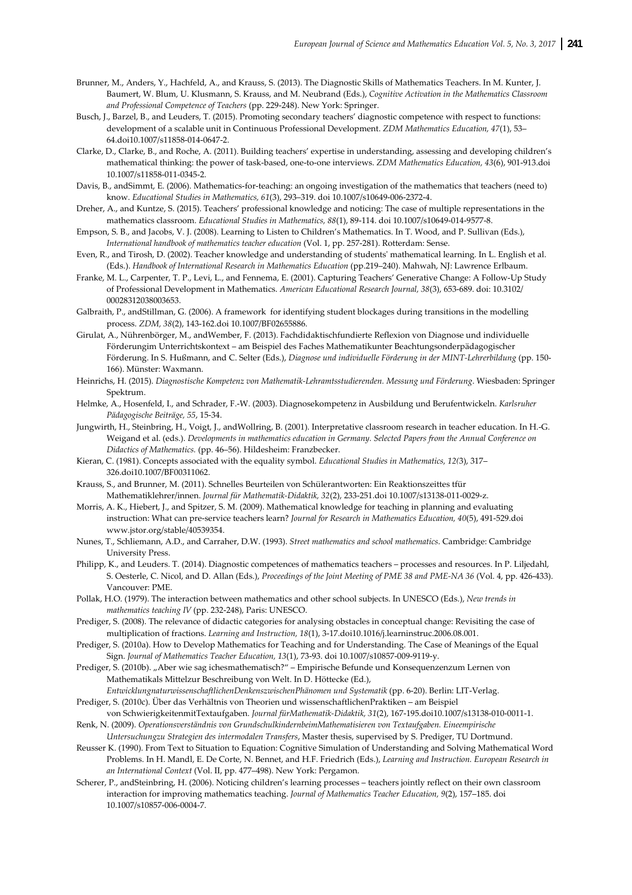Brunner, M., Anders, Y., Hachfeld, A., and Krauss, S. (2013). The Diagnostic Skills of Mathematics Teachers. In M. Kunter, J. Baumert, W. Blum, U. Klusmann, S. Krauss, and M. Neubrand (Eds.), *Cognitive Activation in the Mathematics Classroom and Professional Competence of Teachers* (pp. 229-248). New York: Springer.

Busch, J., Barzel, B., and Leuders, T. (2015). Promoting secondary teachers' diagnostic competence with respect to functions: development of a scalable unit in Continuous Professional Development. *ZDM Mathematics Education, 47*(1), 53–64.doi10.1007/s11858-014-0647-2.

Clarke, D., Clarke, B., and Roche, A. (2011). Building teachers' expertise in understanding, assessing and developing children's mathematical thinking: the power of task-based, one-to-one interviews. *ZDM Mathematics Education, 43*(6), 901-913.doi 10.1007/s11858-011-0345-2.

Davis, B., andSimmt, E. (2006). Mathematics-for-teaching: an ongoing investigation of the mathematics that teachers (need to) know. *Educational Studies in Mathematics, 61*(3), 293–319. doi 10.1007/s10649-006-2372-4.

Dreher, A., and Kuntze, S. (2015). Teachers' professional knowledge and noticing: The case of multiple representations in the mathematics classroom. *Educational Studies in Mathematics, 88*(1), 89-114. doi 10.1007/s10649-014-9577-8.

Empson, S. B., and Jacobs, V. J. (2008). Learning to Listen to Children's Mathematics. In T. Wood, and P. Sullivan (Eds.), *International handbook of mathematics teacher education* (Vol. 1, pp. 257-281). Rotterdam: Sense.

Even, R., and Tirosh, D. (2002). Teacher knowledge and understanding of students' mathematical learning. In L. English et al. (Eds.). *Handbook of International Research in Mathematics Education* (pp.219–240). Mahwah, NJ: Lawrence Erlbaum.

Franke, M. L., Carpenter, T. P., Levi, L., and Fennema, E. (2001). Capturing Teachers' Generative Change: A Follow-Up Study of Professional Development in Mathematics. *American Educational Research Journal, 38*(3), 653-689. doi: 10.3102/00028312038003653.

Galbraith, P., andStillman, G. (2006). A framework for identifying student blockages during transitions in the modelling process. *ZDM, 38*(2), 143-162.doi 10.1007/BF02655886.

Girulat, A., Nührenbörger, M., andWember, F. (2013). Fachdidaktischfundierte Reflexion von Diagnose und individuelle Förderungim Unterrichtskontext – am Beispiel des Faches Mathematikunter Beachtungsonderpädagogischer Förderung. In S. Hußmann, and C. Selter (Eds.), *Diagnose und individuelle Förderung in der MINT-Lehrerbildung* (pp. 150-166). Münster: Waxmann.

Heinrichs, H. (2015). *Diagnostische Kompetenz von Mathematik-Lehramtsstudierenden. Messung und Förderung*. Wiesbaden: Springer Spektrum.

Helmke, A., Hosenfeld, I., and Schrader, F.-W. (2003). Diagnosekompetenz in Ausbildung und Berufentwickeln. *Karlsruher Pädagogische Beiträge, 55*, 15-34.

Jungwirth, H., Steinbring, H., Voigt, J., andWollring, B. (2001). Interpretative classroom research in teacher education. In H.-G. Weigand et al. (eds.). *Developments in mathematics education in Germany. Selected Papers from the Annual Conference on Didactics of Mathematics.* (pp. 46–56). Hildesheim: Franzbecker.

Kieran, C. (1981). Concepts associated with the equality symbol. *Educational Studies in Mathematics, 12(*3), 317–326.doi10.1007/BF00311062.

Krauss, S., and Brunner, M. (2011). Schnelles Beurteilen von Schülerantworten: Ein Reaktionszeittes tfür Mathematiklehrer/innen. *Journal für Mathematik-Didaktik, 32*(2), 233-251.doi 10.1007/s13138-011-0029-z.

Morris, A. K., Hiebert, J., and Spitzer, S. M. (2009). Mathematical knowledge for teaching in planning and evaluating instruction: What can pre-service teachers learn? *Journal for Research in Mathematics Education, 40*(5), 491-529.doi www.jstor.org/stable/40539354.

Nunes, T., Schliemann, A.D., and Carraher, D.W. (1993). *Street mathematics and school mathematics*. Cambridge: Cambridge University Press.

Philipp, K., and Leuders. T. (2014). Diagnostic competences of mathematics teachers – processes and resources. In P. Liljedahl, S. Oesterle, C. Nicol, and D. Allan (Eds.), *Proceedings of the Joint Meeting of PME 38 and PME-NA 36* (Vol. 4, pp. 426-433). Vancouver: PME.

Pollak, H.O. (1979). The interaction between mathematics and other school subjects. In UNESCO (Eds.), *New trends in mathematics teaching IV* (pp. 232-248), Paris: UNESCO.

Prediger, S. (2008). The relevance of didactic categories for analysing obstacles in conceptual change: Revisiting the case of multiplication of fractions. *Learning and Instruction, 18*(1), 3-17.doi10.1016/j.learninstruc.2006.08.001.

Prediger, S. (2010a). How to Develop Mathematics for Teaching and for Understanding. The Case of Meanings of the Equal Sign. *Journal of Mathematics Teacher Education, 13*(1), 73-93. doi 10.1007/s10857-009-9119-y.

Prediger, S. (2010b). „Aber wie sag ichesmathematisch?" – Empirische Befunde und Konsequenzenzum Lernen von Mathematikals Mittelzur Beschreibung von Welt. In D. Höttecke (Ed.), *EntwicklungnaturwissenschaftlichenDenkenszwischenPhänomen und Systematik* (pp. 6-20). Berlin: LIT-Verlag.

Prediger, S. (2010c). Über das Verhältnis von Theorien und wissenschaftlichenPraktiken – am Beispiel von SchwierigkeitenmitTextaufgaben. *Journal fürMathematik-Didaktik, 31*(2), 167-195.doi10.1007/s13138-010-0011-1.

Renk, N. (2009). *Operationsverständnis von GrundschulkindernbeimMathematisieren von Textaufgaben. Eineempirische Untersuchungzu Strategien des intermodalen Transfers*, Master thesis, supervised by S. Prediger, TU Dortmund.

Reusser K. (1990). From Text to Situation to Equation: Cognitive Simulation of Understanding and Solving Mathematical Word Problems. In H. Mandl, E. De Corte, N. Bennet, and H.F. Friedrich (Eds.), *Learning and Instruction. European Research in an International Context* (Vol. II, pp. 477–498). New York: Pergamon.

Scherer, P., andSteinbring, H. (2006). Noticing children's learning processes – teachers jointly reflect on their own classroom interaction for improving mathematics teaching. *Journal of Mathematics Teacher Education, 9*(2), 157–185. doi 10.1007/s10857-006-0004-7.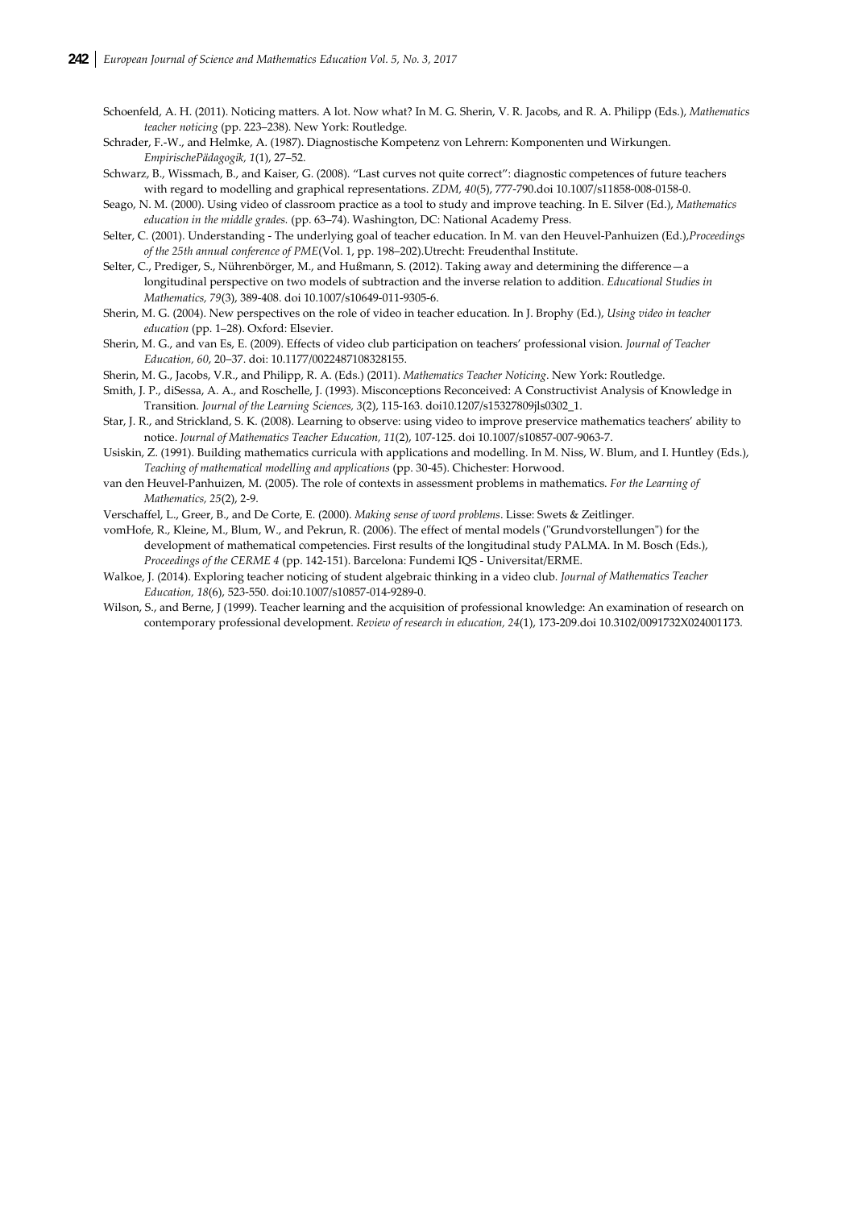Schoenfeld, A. H. (2011). Noticing matters. A lot. Now what? In M. G. Sherin, V. R. Jacobs, and R. A. Philipp (Eds.), *Mathematics teacher noticing* (pp. 223–238). New York: Routledge.

Schrader, F.-W., and Helmke, A. (1987). Diagnostische Kompetenz von Lehrern: Komponenten und Wirkungen. *EmpirischePädagogik, 1*(1), 27–52.

Schwarz, B., Wissmach, B., and Kaiser, G. (2008). "Last curves not quite correct": diagnostic competences of future teachers with regard to modelling and graphical representations. *ZDM, 40*(5), 777-790.doi 10.1007/s11858-008-0158-0.

Seago, N. M. (2000). Using video of classroom practice as a tool to study and improve teaching. In E. Silver (Ed.), *Mathematics education in the middle grades.* (pp. 63–74). Washington, DC: National Academy Press.

Selter, C. (2001). Understanding - The underlying goal of teacher education. In M. van den Heuvel-Panhuizen (Ed.),*Proceedings of the 25th annual conference of PME*(Vol. 1, pp. 198–202).Utrecht: Freudenthal Institute.

Selter, C., Prediger, S., Nührenbörger, M., and Hußmann, S. (2012). Taking away and determining the difference—a longitudinal perspective on two models of subtraction and the inverse relation to addition. *Educational Studies in Mathematics, 79*(3), 389-408. doi 10.1007/s10649-011-9305-6.

Sherin, M. G. (2004). New perspectives on the role of video in teacher education. In J. Brophy (Ed.), *Using video in teacher education* (pp. 1–28). Oxford: Elsevier.

Sherin, M. G., and van Es, E. (2009). Effects of video club participation on teachers' professional vision. *Journal of Teacher Education, 60*, 20–37. doi: 10.1177/0022487108328155.

Sherin, M. G., Jacobs, V.R., and Philipp, R. A. (Eds.) (2011). *Mathematics Teacher Noticing*. New York: Routledge.

Smith, J. P., diSessa, A. A., and Roschelle, J. (1993). Misconceptions Reconceived: A Constructivist Analysis of Knowledge in Transition. *Journal of the Learning Sciences, 3*(2), 115-163. doi10.1207/s15327809jls0302_1.

Star, J. R., and Strickland, S. K. (2008). Learning to observe: using video to improve preservice mathematics teachers' ability to notice. *Journal of Mathematics Teacher Education, 11*(2), 107-125. doi 10.1007/s10857-007-9063-7.

Usiskin, Z. (1991). Building mathematics curricula with applications and modelling. In M. Niss, W. Blum, and I. Huntley (Eds.), *Teaching of mathematical modelling and applications* (pp. 30-45). Chichester: Horwood.

van den Heuvel-Panhuizen, M. (2005). The role of contexts in assessment problems in mathematics. *For the Learning of Mathematics, 25*(2), 2-9.

Verschaffel, L., Greer, B., and De Corte, E. (2000). *Making sense of word problems*. Lisse: Swets & Zeitlinger.

vomHofe, R., Kleine, M., Blum, W., and Pekrun, R. (2006). The effect of mental models ("Grundvorstellungen") for the development of mathematical competencies. First results of the longitudinal study PALMA. In M. Bosch (Eds.), *Proceedings of the CERME 4* (pp. 142-151). Barcelona: Fundemi IQS - Universitat/ERME.

Walkoe, J. (2014). Exploring teacher noticing of student algebraic thinking in a video club. *Journal of Mathematics Teacher Education, 18*(6), 523-550. doi:10.1007/s10857-014-9289-0.

Wilson, S., and Berne, J (1999). Teacher learning and the acquisition of professional knowledge: An examination of research on contemporary professional development. *Review of research in education, 24*(1), 173-209.doi 10.3102/0091732X024001173.